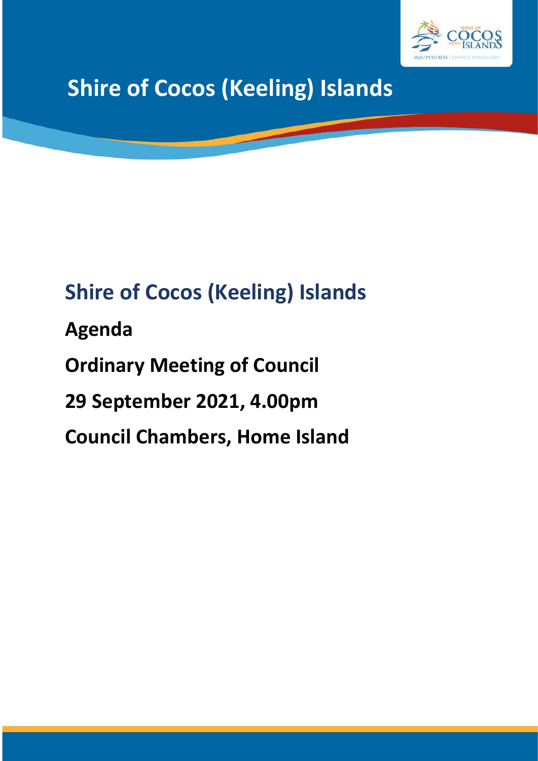# Shire of Cocos (Keeling) Islands

## Shire of Cocos (Keeling) Islands

**Agenda**

**Ordinary Meeting of Council**

**29 September 2021, 4.00pm**

**Council Chambers, Home Island**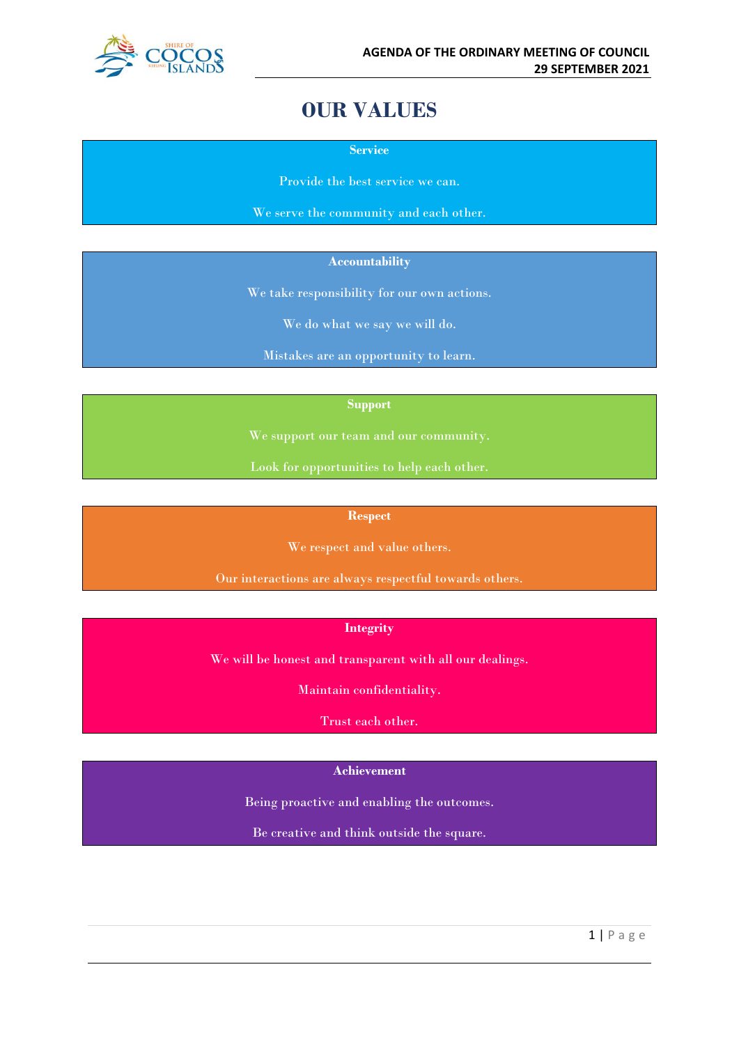# OUR VALUES

**Service**

Provide the best service we can.

We serve the community and each other.

**Accountability**

We take responsibility for our own actions.

We do what we say we will do.

Mistakes are an opportunity to learn.

**Support**

We support our team and our community.

Look for opportunities to help each other.

**Respect**

We respect and value others.

Our interactions are always respectful towards others.

**Integrity**

We will be honest and transparent with all our dealings.

Maintain confidentiality.

Trust each other.

**Achievement**

Being proactive and enabling the outcomes.

Be creative and think outside the square.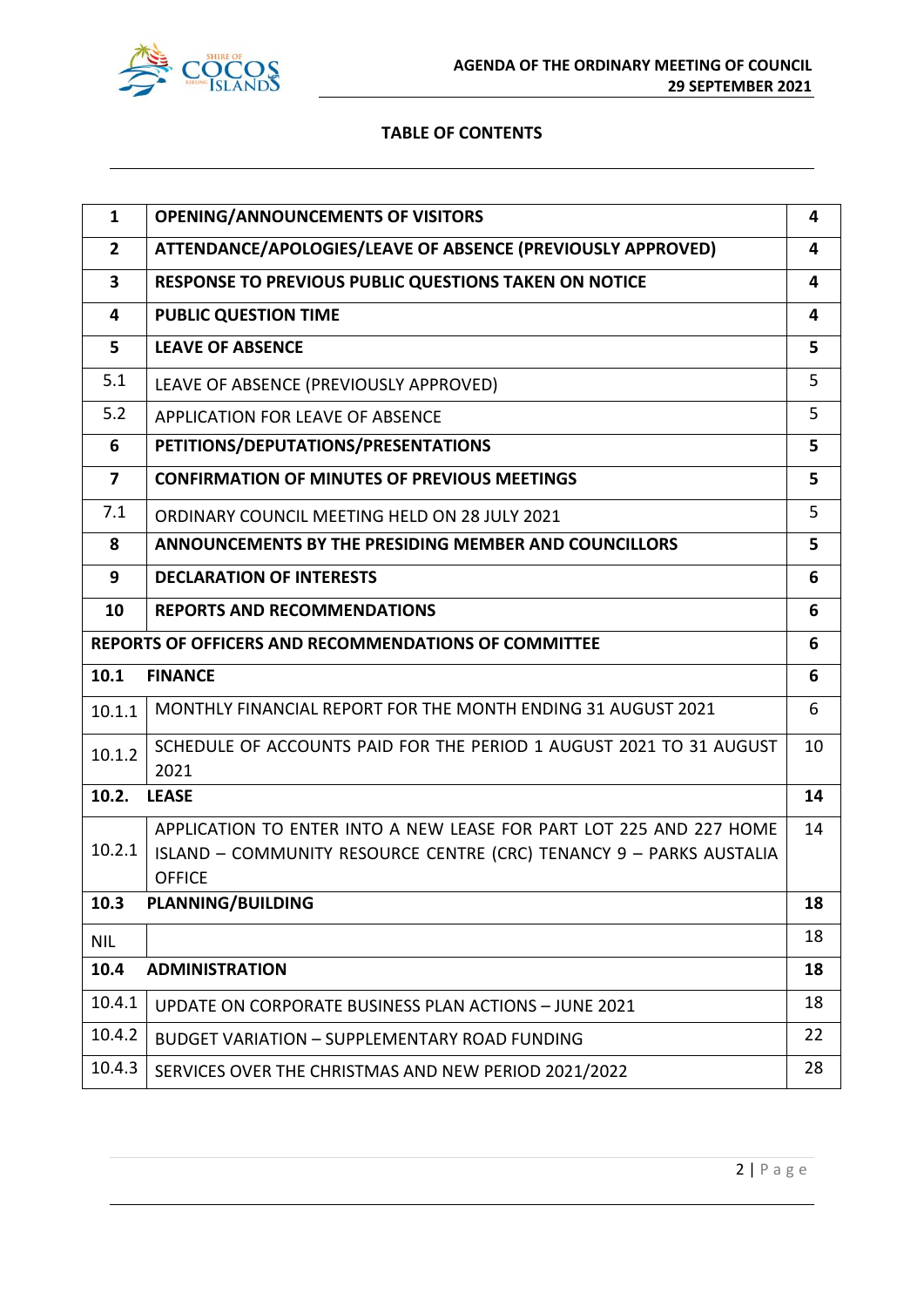**TABLE OF CONTENTS**

| | | |
|---|---|---|
| **1** | **OPENING/ANNOUNCEMENTS OF VISITORS** | **4** |
| **2** | **ATTENDANCE/APOLOGIES/LEAVE OF ABSENCE (PREVIOUSLY APPROVED)** | **4** |
| **3** | **RESPONSE TO PREVIOUS PUBLIC QUESTIONS TAKEN ON NOTICE** | **4** |
| **4** | **PUBLIC QUESTION TIME** | **4** |
| **5** | **LEAVE OF ABSENCE** | **5** |
| 5.1 | LEAVE OF ABSENCE (PREVIOUSLY APPROVED) | 5 |
| 5.2 | APPLICATION FOR LEAVE OF ABSENCE | 5 |
| **6** | **PETITIONS/DEPUTATIONS/PRESENTATIONS** | **5** |
| **7** | **CONFIRMATION OF MINUTES OF PREVIOUS MEETINGS** | **5** |
| 7.1 | ORDINARY COUNCIL MEETING HELD ON 28 JULY 2021 | 5 |
| **8** | **ANNOUNCEMENTS BY THE PRESIDING MEMBER AND COUNCILLORS** | **5** |
| **9** | **DECLARATION OF INTERESTS** | **6** |
| **10** | **REPORTS AND RECOMMENDATIONS** | **6** |
| **REPORTS OF OFFICERS AND RECOMMENDATIONS OF COMMITTEE** | | **6** |
| **10.1** | **FINANCE** | **6** |
| 10.1.1 | MONTHLY FINANCIAL REPORT FOR THE MONTH ENDING 31 AUGUST 2021 | 6 |
| 10.1.2 | SCHEDULE OF ACCOUNTS PAID FOR THE PERIOD 1 AUGUST 2021 TO 31 AUGUST 2021 | 10 |
| **10.2.** | **LEASE** | **14** |
| 10.2.1 | APPLICATION TO ENTER INTO A NEW LEASE FOR PART LOT 225 AND 227 HOME ISLAND – COMMUNITY RESOURCE CENTRE (CRC) TENANCY 9 – PARKS AUSTALIA OFFICE | 14 |
| **10.3** | **PLANNING/BUILDING** | **18** |
| NIL | | 18 |
| **10.4** | **ADMINISTRATION** | **18** |
| 10.4.1 | UPDATE ON CORPORATE BUSINESS PLAN ACTIONS – JUNE 2021 | 18 |
| 10.4.2 | BUDGET VARIATION – SUPPLEMENTARY ROAD FUNDING | 22 |
| 10.4.3 | SERVICES OVER THE CHRISTMAS AND NEW PERIOD 2021/2022 | 28 |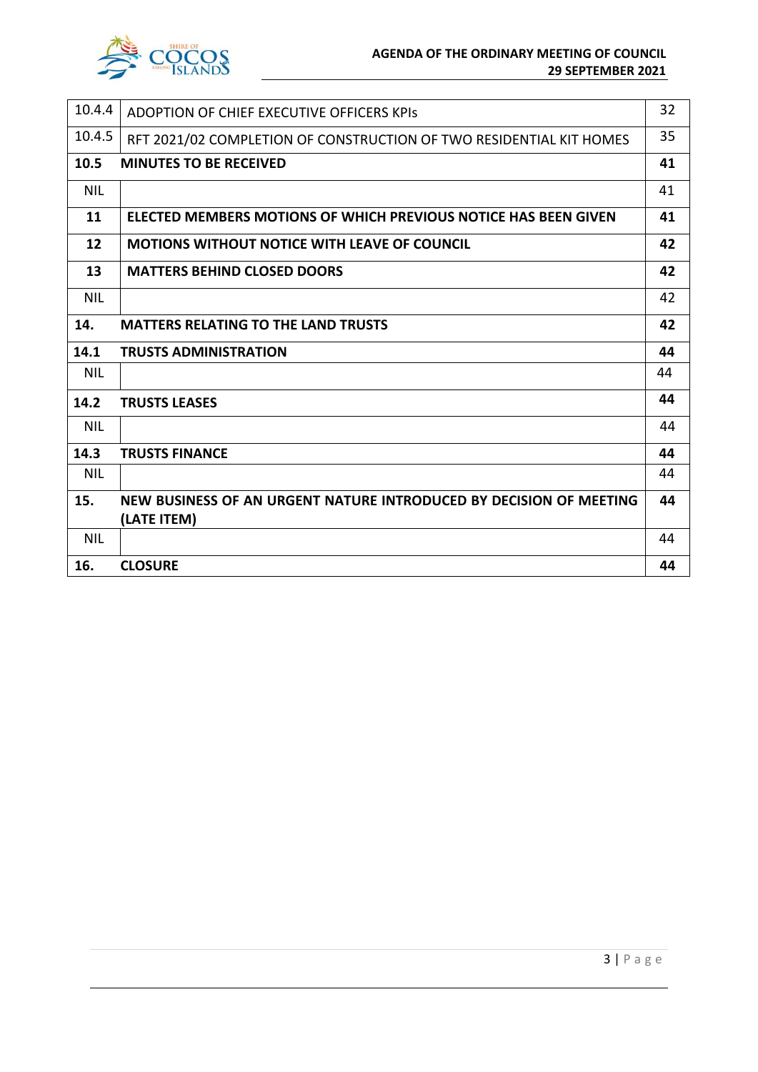| | | |
|---|---|---|
| 10.4.4 | ADOPTION OF CHIEF EXECUTIVE OFFICERS KPIs | 32 |
| 10.4.5 | RFT 2021/02 COMPLETION OF CONSTRUCTION OF TWO RESIDENTIAL KIT HOMES | 35 |
| **10.5** | **MINUTES TO BE RECEIVED** | **41** |
| NIL | | 41 |
| **11** | **ELECTED MEMBERS MOTIONS OF WHICH PREVIOUS NOTICE HAS BEEN GIVEN** | **41** |
| **12** | **MOTIONS WITHOUT NOTICE WITH LEAVE OF COUNCIL** | **42** |
| **13** | **MATTERS BEHIND CLOSED DOORS** | **42** |
| NIL | | 42 |
| **14.** | **MATTERS RELATING TO THE LAND TRUSTS** | **42** |
| **14.1** | **TRUSTS ADMINISTRATION** | **44** |
| NIL | | 44 |
| **14.2** | **TRUSTS LEASES** | **44** |
| NIL | | 44 |
| **14.3** | **TRUSTS FINANCE** | **44** |
| NIL | | 44 |
| **15.** | **NEW BUSINESS OF AN URGENT NATURE INTRODUCED BY DECISION OF MEETING (LATE ITEM)** | **44** |
| NIL | | 44 |
| **16.** | **CLOSURE** | **44** |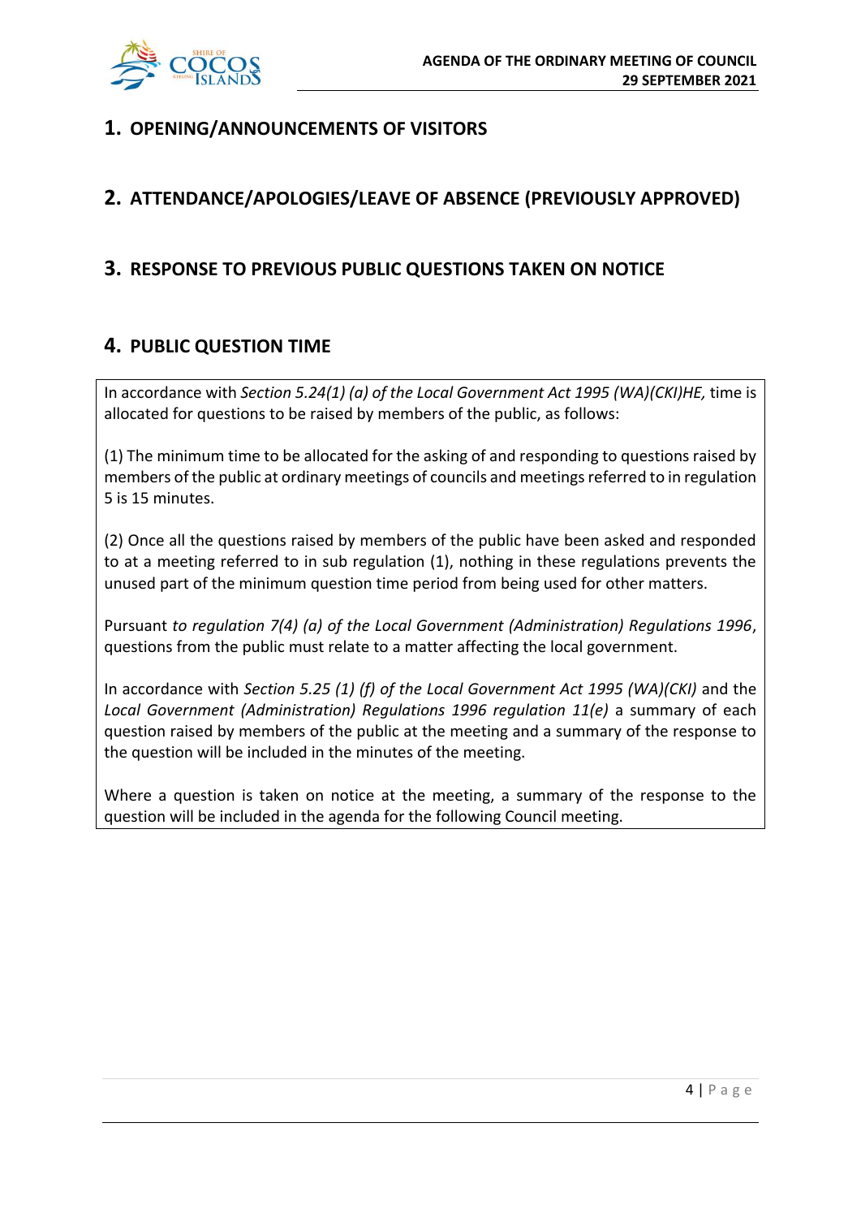# 1. OPENING/ANNOUNCEMENTS OF VISITORS

# 2. ATTENDANCE/APOLOGIES/LEAVE OF ABSENCE (PREVIOUSLY APPROVED)

# 3. RESPONSE TO PREVIOUS PUBLIC QUESTIONS TAKEN ON NOTICE

# 4. PUBLIC QUESTION TIME

In accordance with *Section 5.24(1) (a) of the Local Government Act 1995 (WA)(CKI)HE,* time is allocated for questions to be raised by members of the public, as follows:

(1) The minimum time to be allocated for the asking of and responding to questions raised by members of the public at ordinary meetings of councils and meetings referred to in regulation 5 is 15 minutes.

(2) Once all the questions raised by members of the public have been asked and responded to at a meeting referred to in sub regulation (1), nothing in these regulations prevents the unused part of the minimum question time period from being used for other matters.

Pursuant *to regulation 7(4) (a) of the Local Government (Administration) Regulations 1996*, questions from the public must relate to a matter affecting the local government.

In accordance with *Section 5.25 (1) (f) of the Local Government Act 1995 (WA)(CKI)* and the *Local Government (Administration) Regulations 1996 regulation 11(e)* a summary of each question raised by members of the public at the meeting and a summary of the response to the question will be included in the minutes of the meeting.

Where a question is taken on notice at the meeting, a summary of the response to the question will be included in the agenda for the following Council meeting.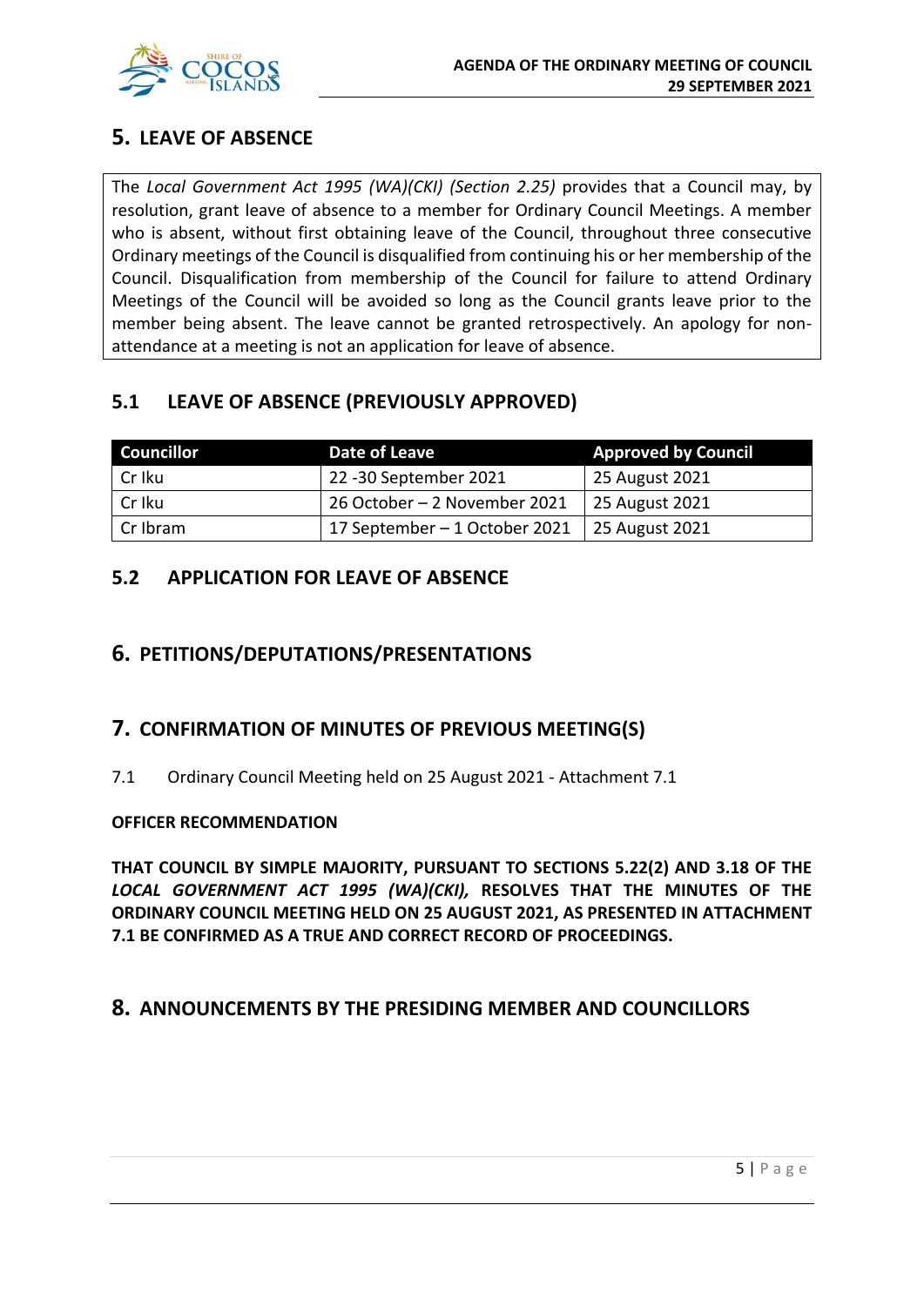## 5. LEAVE OF ABSENCE

The *Local Government Act 1995 (WA)(CKI) (Section 2.25)* provides that a Council may, by resolution, grant leave of absence to a member for Ordinary Council Meetings. A member who is absent, without first obtaining leave of the Council, throughout three consecutive Ordinary meetings of the Council is disqualified from continuing his or her membership of the Council. Disqualification from membership of the Council for failure to attend Ordinary Meetings of the Council will be avoided so long as the Council grants leave prior to the member being absent. The leave cannot be granted retrospectively. An apology for non-attendance at a meeting is not an application for leave of absence.

### 5.1 LEAVE OF ABSENCE (PREVIOUSLY APPROVED)

| Councillor | Date of Leave | Approved by Council |
|---|---|---|
| Cr Iku | 22 -30 September 2021 | 25 August 2021 |
| Cr Iku | 26 October – 2 November 2021 | 25 August 2021 |
| Cr Ibram | 17 September – 1 October 2021 | 25 August 2021 |

### 5.2 APPLICATION FOR LEAVE OF ABSENCE

## 6. PETITIONS/DEPUTATIONS/PRESENTATIONS

## 7. CONFIRMATION OF MINUTES OF PREVIOUS MEETING(S)

7.1 Ordinary Council Meeting held on 25 August 2021 - Attachment 7.1

**OFFICER RECOMMENDATION**

**THAT COUNCIL BY SIMPLE MAJORITY, PURSUANT TO SECTIONS 5.22(2) AND 3.18 OF THE *LOCAL GOVERNMENT ACT 1995 (WA)(CKI),* RESOLVES THAT THE MINUTES OF THE ORDINARY COUNCIL MEETING HELD ON 25 AUGUST 2021, AS PRESENTED IN ATTACHMENT 7.1 BE CONFIRMED AS A TRUE AND CORRECT RECORD OF PROCEEDINGS.**

## 8. ANNOUNCEMENTS BY THE PRESIDING MEMBER AND COUNCILLORS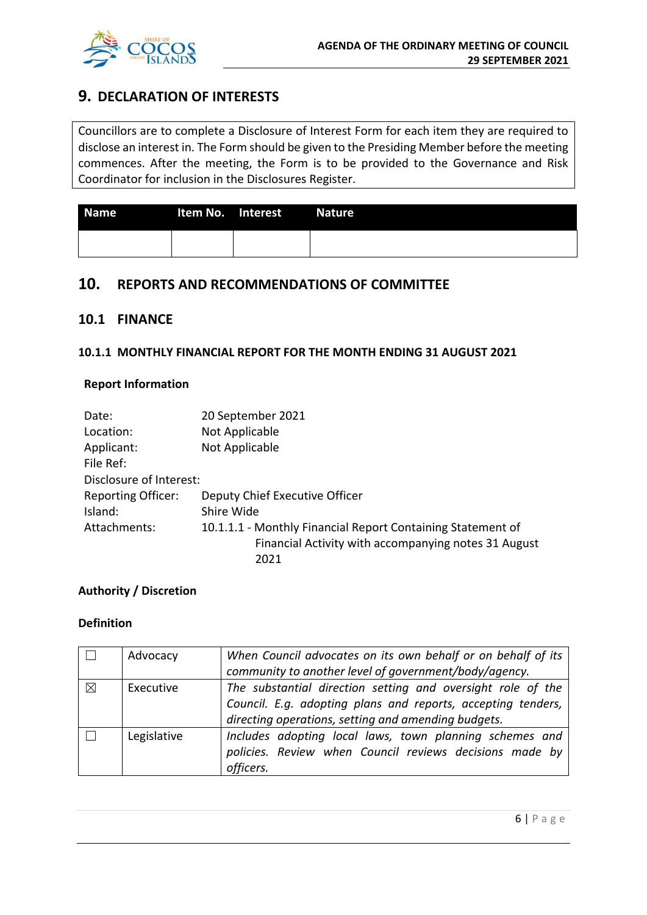## 9. DECLARATION OF INTERESTS

Councillors are to complete a Disclosure of Interest Form for each item they are required to disclose an interest in. The Form should be given to the Presiding Member before the meeting commences. After the meeting, the Form is to be provided to the Governance and Risk Coordinator for inclusion in the Disclosures Register.

| Name | Item No. | Interest | Nature |
|---|---|---|---|
| | | | |

## 10. REPORTS AND RECOMMENDATIONS OF COMMITTEE

### 10.1 FINANCE

#### 10.1.1 MONTHLY FINANCIAL REPORT FOR THE MONTH ENDING 31 AUGUST 2021

**Report Information**

| | |
|---|---|
| Date: | 20 September 2021 |
| Location: | Not Applicable |
| Applicant: | Not Applicable |
| File Ref: | |
| Disclosure of Interest: | |
| Reporting Officer: | Deputy Chief Executive Officer |
| Island: | Shire Wide |
| Attachments: | 10.1.1.1 - Monthly Financial Report Containing Statement of Financial Activity with accompanying notes 31 August 2021 |

**Authority / Discretion**

**Definition**

| | | |
|---|---|---|
| ☐ | Advocacy | *When Council advocates on its own behalf or on behalf of its community to another level of government/body/agency.* |
| ☒ | Executive | *The substantial direction setting and oversight role of the Council. E.g. adopting plans and reports, accepting tenders, directing operations, setting and amending budgets.* |
| ☐ | Legislative | *Includes adopting local laws, town planning schemes and policies. Review when Council reviews decisions made by officers.* |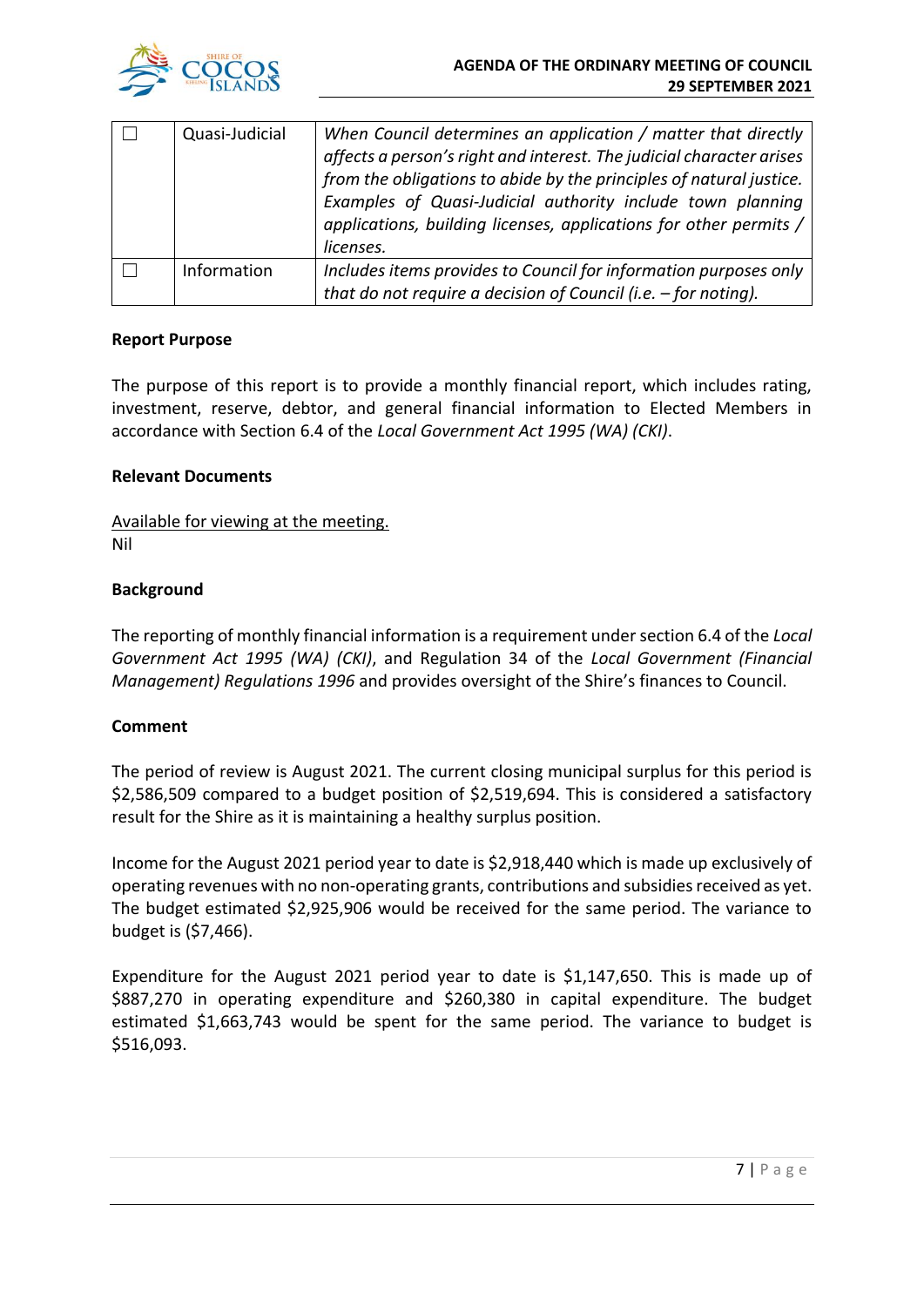| | | |
|---|---|---|
| ☐ | Quasi-Judicial | *When Council determines an application / matter that directly affects a person's right and interest. The judicial character arises from the obligations to abide by the principles of natural justice. Examples of Quasi-Judicial authority include town planning applications, building licenses, applications for other permits / licenses.* |
| ☐ | Information | *Includes items provides to Council for information purposes only that do not require a decision of Council (i.e. – for noting).* |

**Report Purpose**

The purpose of this report is to provide a monthly financial report, which includes rating, investment, reserve, debtor, and general financial information to Elected Members in accordance with Section 6.4 of the *Local Government Act 1995 (WA) (CKI)*.

**Relevant Documents**

Available for viewing at the meeting.
Nil

**Background**

The reporting of monthly financial information is a requirement under section 6.4 of the *Local Government Act 1995 (WA) (CKI)*, and Regulation 34 of the *Local Government (Financial Management) Regulations 1996* and provides oversight of the Shire's finances to Council.

**Comment**

The period of review is August 2021. The current closing municipal surplus for this period is $2,586,509 compared to a budget position of $2,519,694. This is considered a satisfactory result for the Shire as it is maintaining a healthy surplus position.

Income for the August 2021 period year to date is $2,918,440 which is made up exclusively of operating revenues with no non-operating grants, contributions and subsidies received as yet. The budget estimated $2,925,906 would be received for the same period. The variance to budget is ($7,466).

Expenditure for the August 2021 period year to date is $1,147,650. This is made up of $887,270 in operating expenditure and $260,380 in capital expenditure. The budget estimated $1,663,743 would be spent for the same period. The variance to budget is $516,093.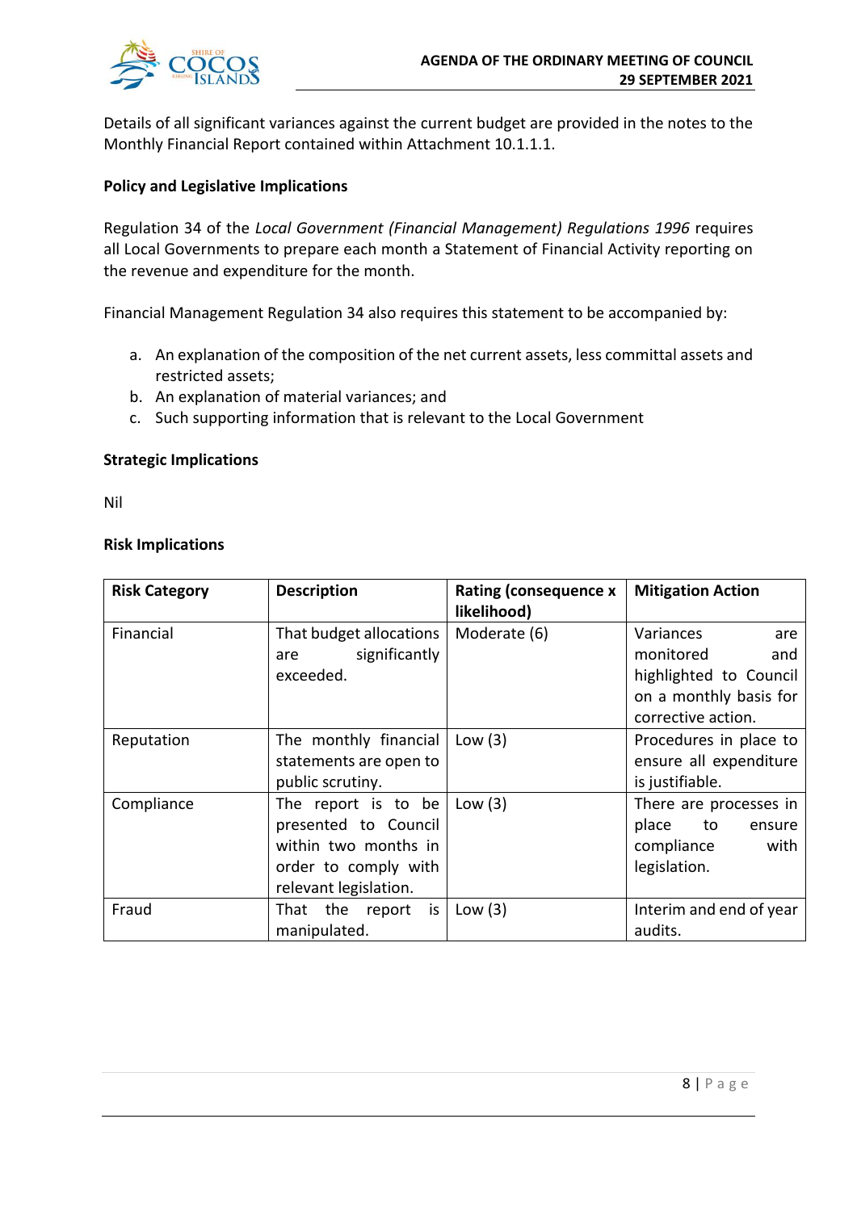Details of all significant variances against the current budget are provided in the notes to the Monthly Financial Report contained within Attachment 10.1.1.1.

**Policy and Legislative Implications**

Regulation 34 of the *Local Government (Financial Management) Regulations 1996* requires all Local Governments to prepare each month a Statement of Financial Activity reporting on the revenue and expenditure for the month.

Financial Management Regulation 34 also requires this statement to be accompanied by:

a. An explanation of the composition of the net current assets, less committal assets and restricted assets;
b. An explanation of material variances; and
c. Such supporting information that is relevant to the Local Government

**Strategic Implications**

Nil

**Risk Implications**

| Risk Category | Description | Rating (consequence x likelihood) | Mitigation Action |
|---|---|---|---|
| Financial | That budget allocations are significantly exceeded. | Moderate (6) | Variances are monitored and highlighted to Council on a monthly basis for corrective action. |
| Reputation | The monthly financial statements are open to public scrutiny. | Low (3) | Procedures in place to ensure all expenditure is justifiable. |
| Compliance | The report is to be presented to Council within two months in order to comply with relevant legislation. | Low (3) | There are processes in place to ensure compliance with legislation. |
| Fraud | That the report is manipulated. | Low (3) | Interim and end of year audits. |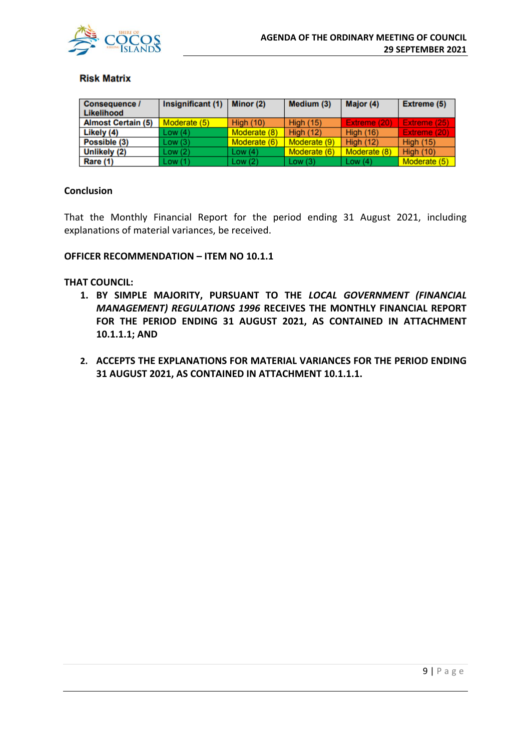### Risk Matrix

| Consequence / Likelihood | Insignificant (1) | Minor (2) | Medium (3) | Major (4) | Extreme (5) |
|---|---|---|---|---|---|
| Almost Certain (5) | Moderate (5) | High (10) | High (15) | Extreme (20) | Extreme (25) |
| Likely (4) | Low (4) | Moderate (8) | High (12) | High (16) | Extreme (20) |
| Possible (3) | Low (3) | Moderate (6) | Moderate (9) | High (12) | High (15) |
| Unlikely (2) | Low (2) | Low (4) | Moderate (6) | Moderate (8) | High (10) |
| Rare (1) | Low (1) | Low (2) | Low (3) | Low (4) | Moderate (5) |

### Conclusion

That the Monthly Financial Report for the period ending 31 August 2021, including explanations of material variances, be received.

**OFFICER RECOMMENDATION – ITEM NO 10.1.1**

**THAT COUNCIL:**

1. **BY SIMPLE MAJORITY, PURSUANT TO THE *LOCAL GOVERNMENT (FINANCIAL MANAGEMENT) REGULATIONS 1996* RECEIVES THE MONTHLY FINANCIAL REPORT FOR THE PERIOD ENDING 31 AUGUST 2021, AS CONTAINED IN ATTACHMENT 10.1.1.1; AND**

2. **ACCEPTS THE EXPLANATIONS FOR MATERIAL VARIANCES FOR THE PERIOD ENDING 31 AUGUST 2021, AS CONTAINED IN ATTACHMENT 10.1.1.1.**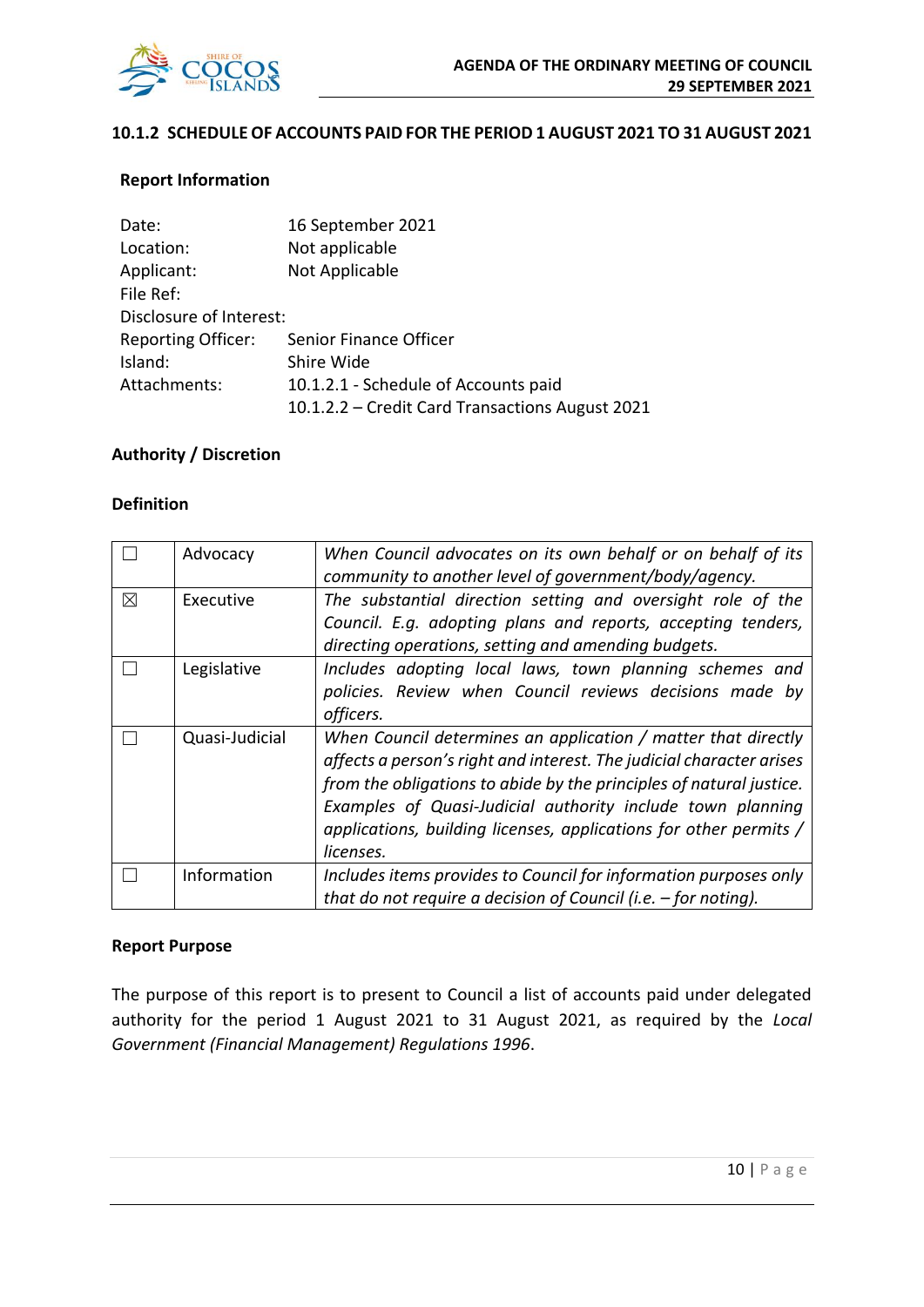## 10.1.2 SCHEDULE OF ACCOUNTS PAID FOR THE PERIOD 1 AUGUST 2021 TO 31 AUGUST 2021

### Report Information

| | |
|---|---|
| Date: | 16 September 2021 |
| Location: | Not applicable |
| Applicant: | Not Applicable |
| File Ref: | |
| Disclosure of Interest: | |
| Reporting Officer: | Senior Finance Officer |
| Island: | Shire Wide |
| Attachments: | 10.1.2.1 - Schedule of Accounts paid<br>10.1.2.2 – Credit Card Transactions August 2021 |

### Authority / Discretion

#### Definition

| | | |
|---|---|---|
| ☐ | Advocacy | *When Council advocates on its own behalf or on behalf of its community to another level of government/body/agency.* |
| ☒ | Executive | *The substantial direction setting and oversight role of the Council. E.g. adopting plans and reports, accepting tenders, directing operations, setting and amending budgets.* |
| ☐ | Legislative | *Includes adopting local laws, town planning schemes and policies. Review when Council reviews decisions made by officers.* |
| ☐ | Quasi-Judicial | *When Council determines an application / matter that directly affects a person's right and interest. The judicial character arises from the obligations to abide by the principles of natural justice. Examples of Quasi-Judicial authority include town planning applications, building licenses, applications for other permits / licenses.* |
| ☐ | Information | *Includes items provides to Council for information purposes only that do not require a decision of Council (i.e. – for noting).* |

### Report Purpose

The purpose of this report is to present to Council a list of accounts paid under delegated authority for the period 1 August 2021 to 31 August 2021, as required by the *Local Government (Financial Management) Regulations 1996*.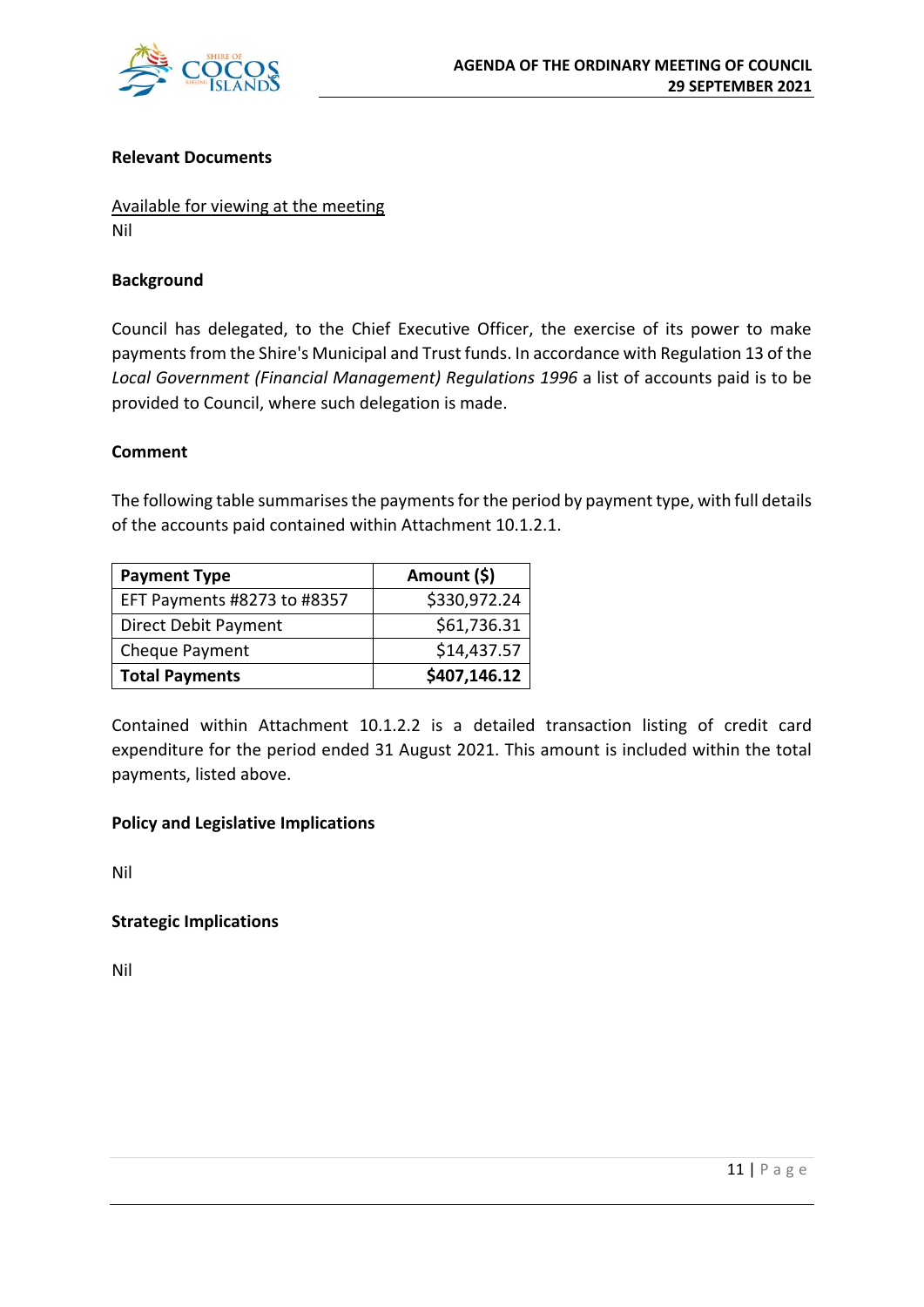**Relevant Documents**

Available for viewing at the meeting
Nil

**Background**

Council has delegated, to the Chief Executive Officer, the exercise of its power to make payments from the Shire's Municipal and Trust funds. In accordance with Regulation 13 of the *Local Government (Financial Management) Regulations 1996* a list of accounts paid is to be provided to Council, where such delegation is made.

**Comment**

The following table summarises the payments for the period by payment type, with full details of the accounts paid contained within Attachment 10.1.2.1.

| Payment Type | Amount ($) |
|---|---:|
| EFT Payments #8273 to #8357 | $330,972.24 |
| Direct Debit Payment | $61,736.31 |
| Cheque Payment | $14,437.57 |
| **Total Payments** | **$407,146.12** |

Contained within Attachment 10.1.2.2 is a detailed transaction listing of credit card expenditure for the period ended 31 August 2021. This amount is included within the total payments, listed above.

**Policy and Legislative Implications**

Nil

**Strategic Implications**

Nil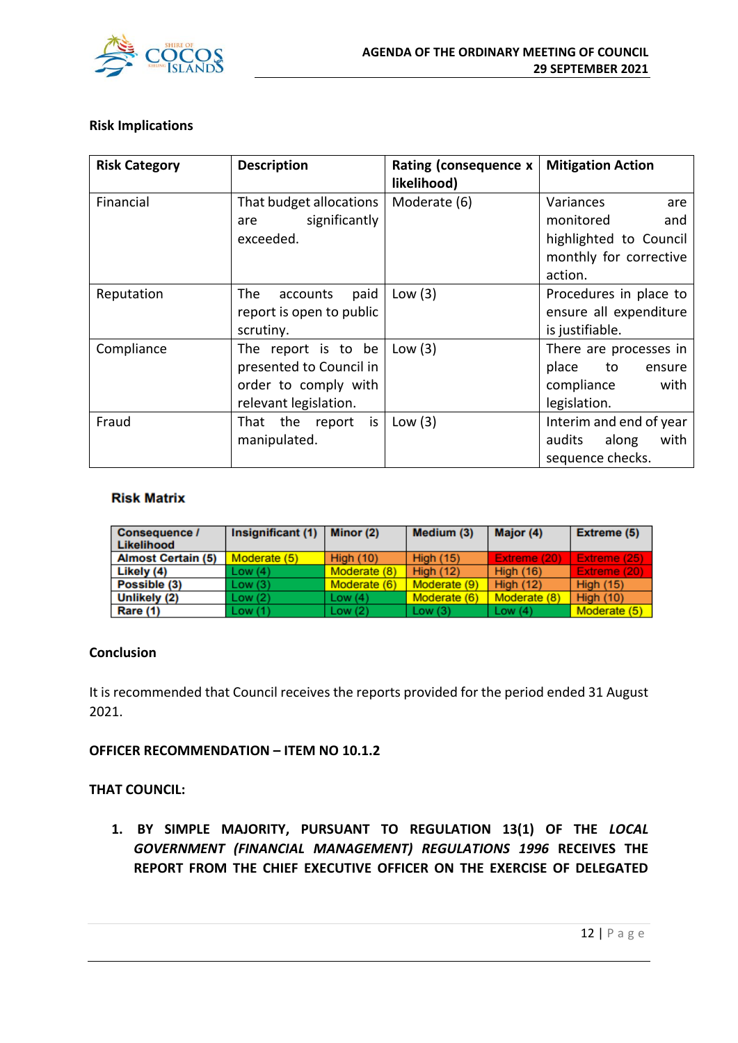**Risk Implications**

| Risk Category | Description | Rating (consequence x likelihood) | Mitigation Action |
|---|---|---|---|
| Financial | That budget allocations are significantly exceeded. | Moderate (6) | Variances are monitored and highlighted to Council monthly for corrective action. |
| Reputation | The accounts paid report is open to public scrutiny. | Low (3) | Procedures in place to ensure all expenditure is justifiable. |
| Compliance | The report is to be presented to Council in order to comply with relevant legislation. | Low (3) | There are processes in place to ensure compliance with legislation. |
| Fraud | That the report is manipulated. | Low (3) | Interim and end of year audits along with sequence checks. |

**Risk Matrix**

| Consequence / Likelihood | Insignificant (1) | Minor (2) | Medium (3) | Major (4) | Extreme (5) |
|---|---|---|---|---|---|
| Almost Certain (5) | Moderate (5) | High (10) | High (15) | Extreme (20) | Extreme (25) |
| Likely (4) | Low (4) | Moderate (8) | High (12) | High (16) | Extreme (20) |
| Possible (3) | Low (3) | Moderate (6) | Moderate (9) | High (12) | High (15) |
| Unlikely (2) | Low (2) | Low (4) | Moderate (6) | Moderate (8) | High (10) |
| Rare (1) | Low (1) | Low (2) | Low (3) | Low (4) | Moderate (5) |

**Conclusion**

It is recommended that Council receives the reports provided for the period ended 31 August 2021.

**OFFICER RECOMMENDATION – ITEM NO 10.1.2**

**THAT COUNCIL:**

1. **BY SIMPLE MAJORITY, PURSUANT TO REGULATION 13(1) OF THE *LOCAL GOVERNMENT (FINANCIAL MANAGEMENT) REGULATIONS 1996* RECEIVES THE REPORT FROM THE CHIEF EXECUTIVE OFFICER ON THE EXERCISE OF DELEGATED**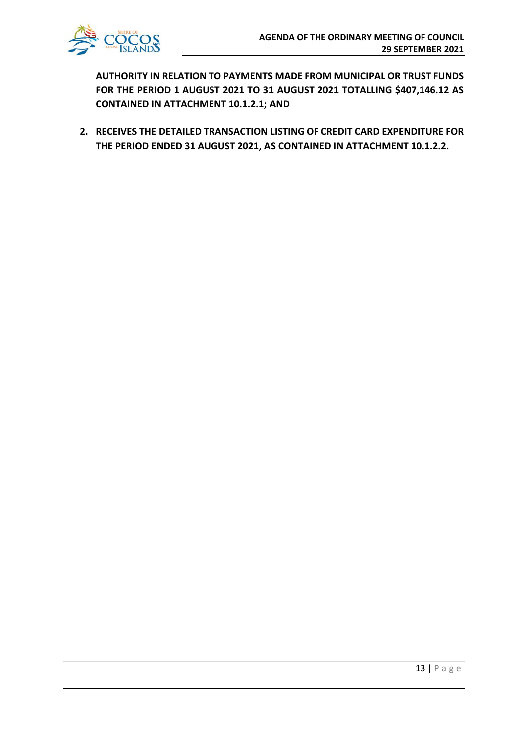**AUTHORITY IN RELATION TO PAYMENTS MADE FROM MUNICIPAL OR TRUST FUNDS FOR THE PERIOD 1 AUGUST 2021 TO 31 AUGUST 2021 TOTALLING $407,146.12 AS CONTAINED IN ATTACHMENT 10.1.2.1; AND**

2. **RECEIVES THE DETAILED TRANSACTION LISTING OF CREDIT CARD EXPENDITURE FOR THE PERIOD ENDED 31 AUGUST 2021, AS CONTAINED IN ATTACHMENT 10.1.2.2.**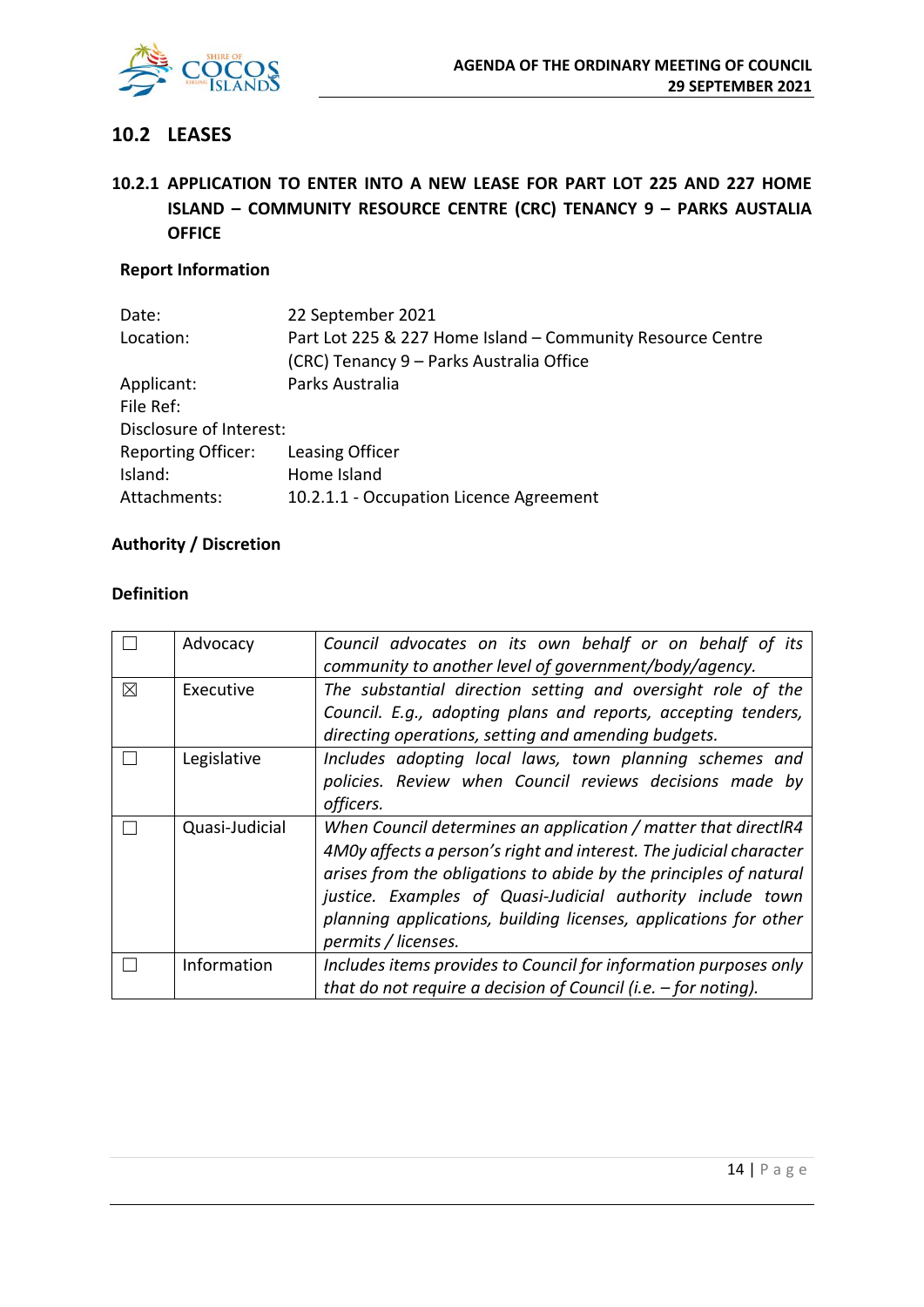## 10.2 LEASES

### 10.2.1 APPLICATION TO ENTER INTO A NEW LEASE FOR PART LOT 225 AND 227 HOME ISLAND – COMMUNITY RESOURCE CENTRE (CRC) TENANCY 9 – PARKS AUSTALIA OFFICE

**Report Information**

| | |
|---|---|
| Date: | 22 September 2021 |
| Location: | Part Lot 225 & 227 Home Island – Community Resource Centre (CRC) Tenancy 9 – Parks Australia Office |
| Applicant: | Parks Australia |
| File Ref: | |
| Disclosure of Interest: | |
| Reporting Officer: | Leasing Officer |
| Island: | Home Island |
| Attachments: | 10.2.1.1 - Occupation Licence Agreement |

**Authority / Discretion**

**Definition**

| | | |
|---|---|---|
| ☐ | Advocacy | *Council advocates on its own behalf or on behalf of its community to another level of government/body/agency.* |
| ☒ | Executive | *The substantial direction setting and oversight role of the Council. E.g., adopting plans and reports, accepting tenders, directing operations, setting and amending budgets.* |
| ☐ | Legislative | *Includes adopting local laws, town planning schemes and policies. Review when Council reviews decisions made by officers.* |
| ☐ | Quasi-Judicial | *When Council determines an application / matter that directlR4 4M0y affects a person's right and interest. The judicial character arises from the obligations to abide by the principles of natural justice. Examples of Quasi-Judicial authority include town planning applications, building licenses, applications for other permits / licenses.* |
| ☐ | Information | *Includes items provides to Council for information purposes only that do not require a decision of Council (i.e. – for noting).* |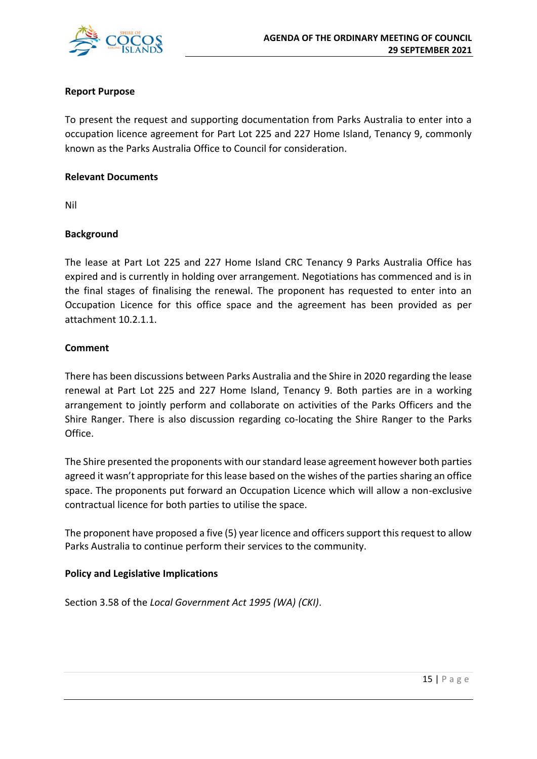**Report Purpose**

To present the request and supporting documentation from Parks Australia to enter into a occupation licence agreement for Part Lot 225 and 227 Home Island, Tenancy 9, commonly known as the Parks Australia Office to Council for consideration.

**Relevant Documents**

Nil

**Background**

The lease at Part Lot 225 and 227 Home Island CRC Tenancy 9 Parks Australia Office has expired and is currently in holding over arrangement. Negotiations has commenced and is in the final stages of finalising the renewal. The proponent has requested to enter into an Occupation Licence for this office space and the agreement has been provided as per attachment 10.2.1.1.

**Comment**

There has been discussions between Parks Australia and the Shire in 2020 regarding the lease renewal at Part Lot 225 and 227 Home Island, Tenancy 9. Both parties are in a working arrangement to jointly perform and collaborate on activities of the Parks Officers and the Shire Ranger. There is also discussion regarding co-locating the Shire Ranger to the Parks Office.

The Shire presented the proponents with our standard lease agreement however both parties agreed it wasn't appropriate for this lease based on the wishes of the parties sharing an office space. The proponents put forward an Occupation Licence which will allow a non-exclusive contractual licence for both parties to utilise the space.

The proponent have proposed a five (5) year licence and officers support this request to allow Parks Australia to continue perform their services to the community.

**Policy and Legislative Implications**

Section 3.58 of the *Local Government Act 1995 (WA) (CKI)*.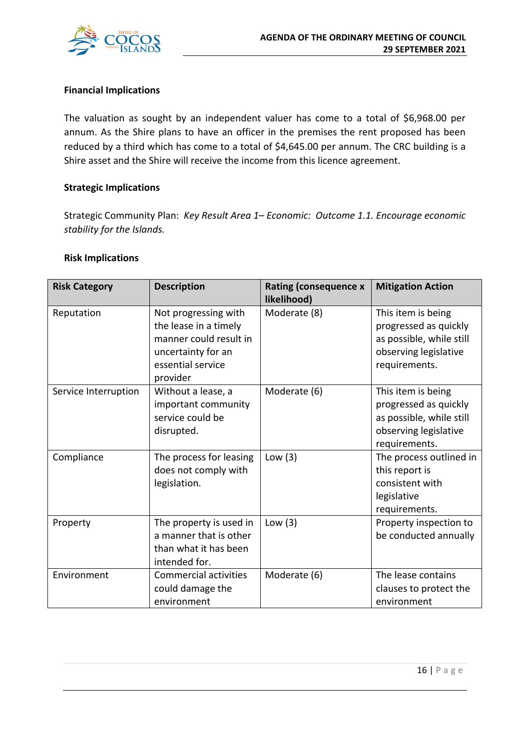**Financial Implications**

The valuation as sought by an independent valuer has come to a total of $6,968.00 per annum. As the Shire plans to have an officer in the premises the rent proposed has been reduced by a third which has come to a total of $4,645.00 per annum. The CRC building is a Shire asset and the Shire will receive the income from this licence agreement.

**Strategic Implications**

Strategic Community Plan: *Key Result Area 1– Economic: Outcome 1.1. Encourage economic stability for the Islands.*

**Risk Implications**

| Risk Category | Description | Rating (consequence x likelihood) | Mitigation Action |
|---|---|---|---|
| Reputation | Not progressing with the lease in a timely manner could result in uncertainty for an essential service provider | Moderate (8) | This item is being progressed as quickly as possible, while still observing legislative requirements. |
| Service Interruption | Without a lease, a important community service could be disrupted. | Moderate (6) | This item is being progressed as quickly as possible, while still observing legislative requirements. |
| Compliance | The process for leasing does not comply with legislation. | Low (3) | The process outlined in this report is consistent with legislative requirements. |
| Property | The property is used in a manner that is other than what it has been intended for. | Low (3) | Property inspection to be conducted annually |
| Environment | Commercial activities could damage the environment | Moderate (6) | The lease contains clauses to protect the environment |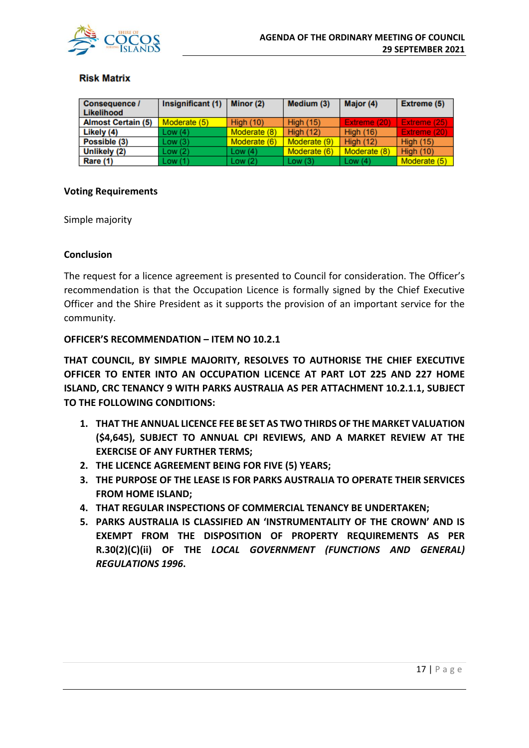### Risk Matrix

| Consequence / Likelihood | Insignificant (1) | Minor (2) | Medium (3) | Major (4) | Extreme (5) |
|---|---|---|---|---|---|
| Almost Certain (5) | Moderate (5) | High (10) | High (15) | Extreme (20) | Extreme (25) |
| Likely (4) | Low (4) | Moderate (8) | High (12) | High (16) | Extreme (20) |
| Possible (3) | Low (3) | Moderate (6) | Moderate (9) | High (12) | High (15) |
| Unlikely (2) | Low (2) | Low (4) | Moderate (6) | Moderate (8) | High (10) |
| Rare (1) | Low (1) | Low (2) | Low (3) | Low (4) | Moderate (5) |

### Voting Requirements

Simple majority

### Conclusion

The request for a licence agreement is presented to Council for consideration. The Officer's recommendation is that the Occupation Licence is formally signed by the Chief Executive Officer and the Shire President as it supports the provision of an important service for the community.

**OFFICER'S RECOMMENDATION – ITEM NO 10.2.1**

**THAT COUNCIL, BY SIMPLE MAJORITY, RESOLVES TO AUTHORISE THE CHIEF EXECUTIVE OFFICER TO ENTER INTO AN OCCUPATION LICENCE AT PART LOT 225 AND 227 HOME ISLAND, CRC TENANCY 9 WITH PARKS AUSTRALIA AS PER ATTACHMENT 10.2.1.1, SUBJECT TO THE FOLLOWING CONDITIONS:**

1. **THAT THE ANNUAL LICENCE FEE BE SET AS TWO THIRDS OF THE MARKET VALUATION ($4,645), SUBJECT TO ANNUAL CPI REVIEWS, AND A MARKET REVIEW AT THE EXERCISE OF ANY FURTHER TERMS;**
2. **THE LICENCE AGREEMENT BEING FOR FIVE (5) YEARS;**
3. **THE PURPOSE OF THE LEASE IS FOR PARKS AUSTRALIA TO OPERATE THEIR SERVICES FROM HOME ISLAND;**
4. **THAT REGULAR INSPECTIONS OF COMMERCIAL TENANCY BE UNDERTAKEN;**
5. **PARKS AUSTRALIA IS CLASSIFIED AN 'INSTRUMENTALITY OF THE CROWN' AND IS EXEMPT FROM THE DISPOSITION OF PROPERTY REQUIREMENTS AS PER R.30(2)(C)(ii) OF THE *LOCAL GOVERNMENT (FUNCTIONS AND GENERAL) REGULATIONS 1996*.**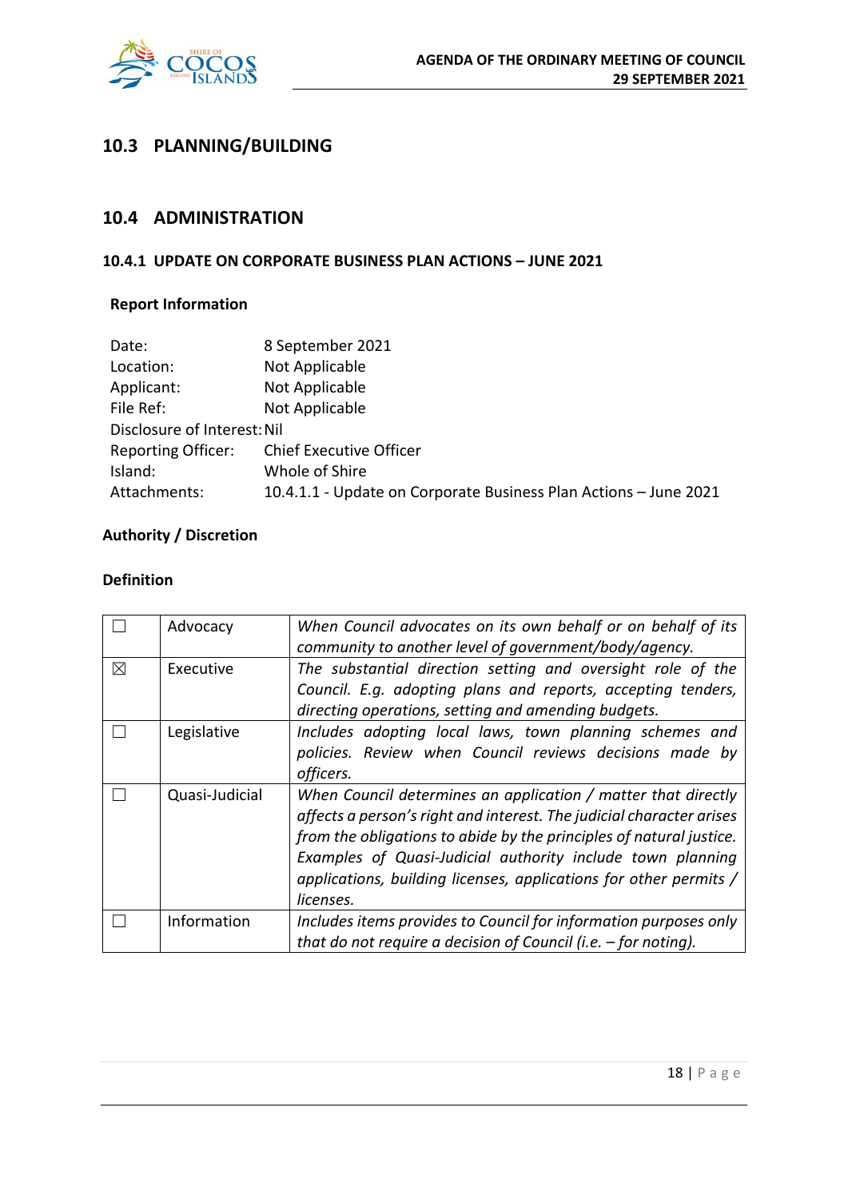## 10.3 PLANNING/BUILDING

## 10.4 ADMINISTRATION

### 10.4.1 UPDATE ON CORPORATE BUSINESS PLAN ACTIONS – JUNE 2021

**Report Information**

| | |
|---|---|
| Date: | 8 September 2021 |
| Location: | Not Applicable |
| Applicant: | Not Applicable |
| File Ref: | Not Applicable |
| Disclosure of Interest: | Nil |
| Reporting Officer: | Chief Executive Officer |
| Island: | Whole of Shire |
| Attachments: | 10.4.1.1 - Update on Corporate Business Plan Actions – June 2021 |

**Authority / Discretion**

**Definition**

| | | |
|---|---|---|
| ☐ | Advocacy | *When Council advocates on its own behalf or on behalf of its community to another level of government/body/agency.* |
| ☒ | Executive | *The substantial direction setting and oversight role of the Council. E.g. adopting plans and reports, accepting tenders, directing operations, setting and amending budgets.* |
| ☐ | Legislative | *Includes adopting local laws, town planning schemes and policies. Review when Council reviews decisions made by officers.* |
| ☐ | Quasi-Judicial | *When Council determines an application / matter that directly affects a person's right and interest. The judicial character arises from the obligations to abide by the principles of natural justice. Examples of Quasi-Judicial authority include town planning applications, building licenses, applications for other permits / licenses.* |
| ☐ | Information | *Includes items provides to Council for information purposes only that do not require a decision of Council (i.e. – for noting).* |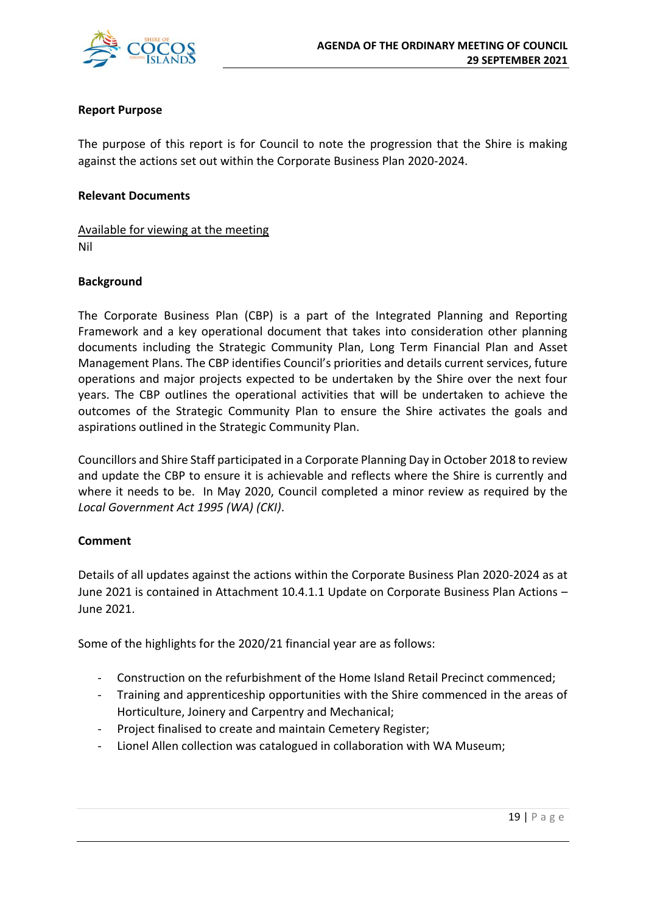**Report Purpose**

The purpose of this report is for Council to note the progression that the Shire is making against the actions set out within the Corporate Business Plan 2020-2024.

**Relevant Documents**

Available for viewing at the meeting
Nil

**Background**

The Corporate Business Plan (CBP) is a part of the Integrated Planning and Reporting Framework and a key operational document that takes into consideration other planning documents including the Strategic Community Plan, Long Term Financial Plan and Asset Management Plans. The CBP identifies Council's priorities and details current services, future operations and major projects expected to be undertaken by the Shire over the next four years. The CBP outlines the operational activities that will be undertaken to achieve the outcomes of the Strategic Community Plan to ensure the Shire activates the goals and aspirations outlined in the Strategic Community Plan.

Councillors and Shire Staff participated in a Corporate Planning Day in October 2018 to review and update the CBP to ensure it is achievable and reflects where the Shire is currently and where it needs to be. In May 2020, Council completed a minor review as required by the *Local Government Act 1995 (WA) (CKI)*.

**Comment**

Details of all updates against the actions within the Corporate Business Plan 2020-2024 as at June 2021 is contained in Attachment 10.4.1.1 Update on Corporate Business Plan Actions – June 2021.

Some of the highlights for the 2020/21 financial year are as follows:

- Construction on the refurbishment of the Home Island Retail Precinct commenced;
- Training and apprenticeship opportunities with the Shire commenced in the areas of Horticulture, Joinery and Carpentry and Mechanical;
- Project finalised to create and maintain Cemetery Register;
- Lionel Allen collection was catalogued in collaboration with WA Museum;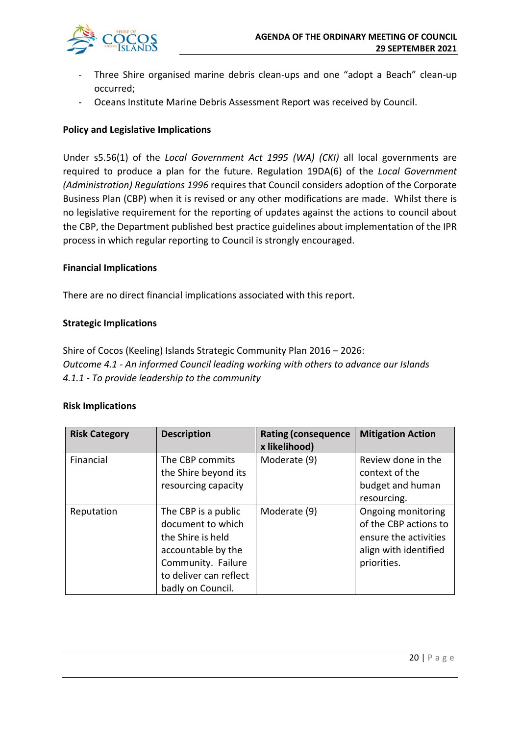- Three Shire organised marine debris clean-ups and one "adopt a Beach" clean-up occurred;
- Oceans Institute Marine Debris Assessment Report was received by Council.

**Policy and Legislative Implications**

Under s5.56(1) of the *Local Government Act 1995 (WA) (CKI)* all local governments are required to produce a plan for the future. Regulation 19DA(6) of the *Local Government (Administration) Regulations 1996* requires that Council considers adoption of the Corporate Business Plan (CBP) when it is revised or any other modifications are made. Whilst there is no legislative requirement for the reporting of updates against the actions to council about the CBP, the Department published best practice guidelines about implementation of the IPR process in which regular reporting to Council is strongly encouraged.

**Financial Implications**

There are no direct financial implications associated with this report.

**Strategic Implications**

Shire of Cocos (Keeling) Islands Strategic Community Plan 2016 – 2026:
*Outcome 4.1 - An informed Council leading working with others to advance our Islands*
*4.1.1 - To provide leadership to the community*

**Risk Implications**

| Risk Category | Description | Rating (consequence x likelihood) | Mitigation Action |
|---|---|---|---|
| Financial | The CBP commits the Shire beyond its resourcing capacity | Moderate (9) | Review done in the context of the budget and human resourcing. |
| Reputation | The CBP is a public document to which the Shire is held accountable by the Community. Failure to deliver can reflect badly on Council. | Moderate (9) | Ongoing monitoring of the CBP actions to ensure the activities align with identified priorities. |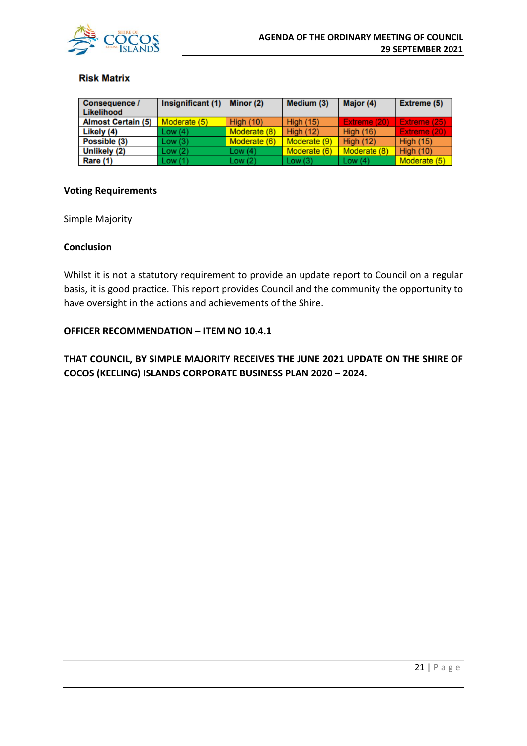### Risk Matrix

| Consequence / Likelihood | Insignificant (1) | Minor (2) | Medium (3) | Major (4) | Extreme (5) |
|---|---|---|---|---|---|
| Almost Certain (5) | Moderate (5) | High (10) | High (15) | Extreme (20) | Extreme (25) |
| Likely (4) | Low (4) | Moderate (8) | High (12) | High (16) | Extreme (20) |
| Possible (3) | Low (3) | Moderate (6) | Moderate (9) | High (12) | High (15) |
| Unlikely (2) | Low (2) | Low (4) | Moderate (6) | Moderate (8) | High (10) |
| Rare (1) | Low (1) | Low (2) | Low (3) | Low (4) | Moderate (5) |

**Voting Requirements**

Simple Majority

**Conclusion**

Whilst it is not a statutory requirement to provide an update report to Council on a regular basis, it is good practice. This report provides Council and the community the opportunity to have oversight in the actions and achievements of the Shire.

**OFFICER RECOMMENDATION – ITEM NO 10.4.1**

**THAT COUNCIL, BY SIMPLE MAJORITY RECEIVES THE JUNE 2021 UPDATE ON THE SHIRE OF COCOS (KEELING) ISLANDS CORPORATE BUSINESS PLAN 2020 – 2024.**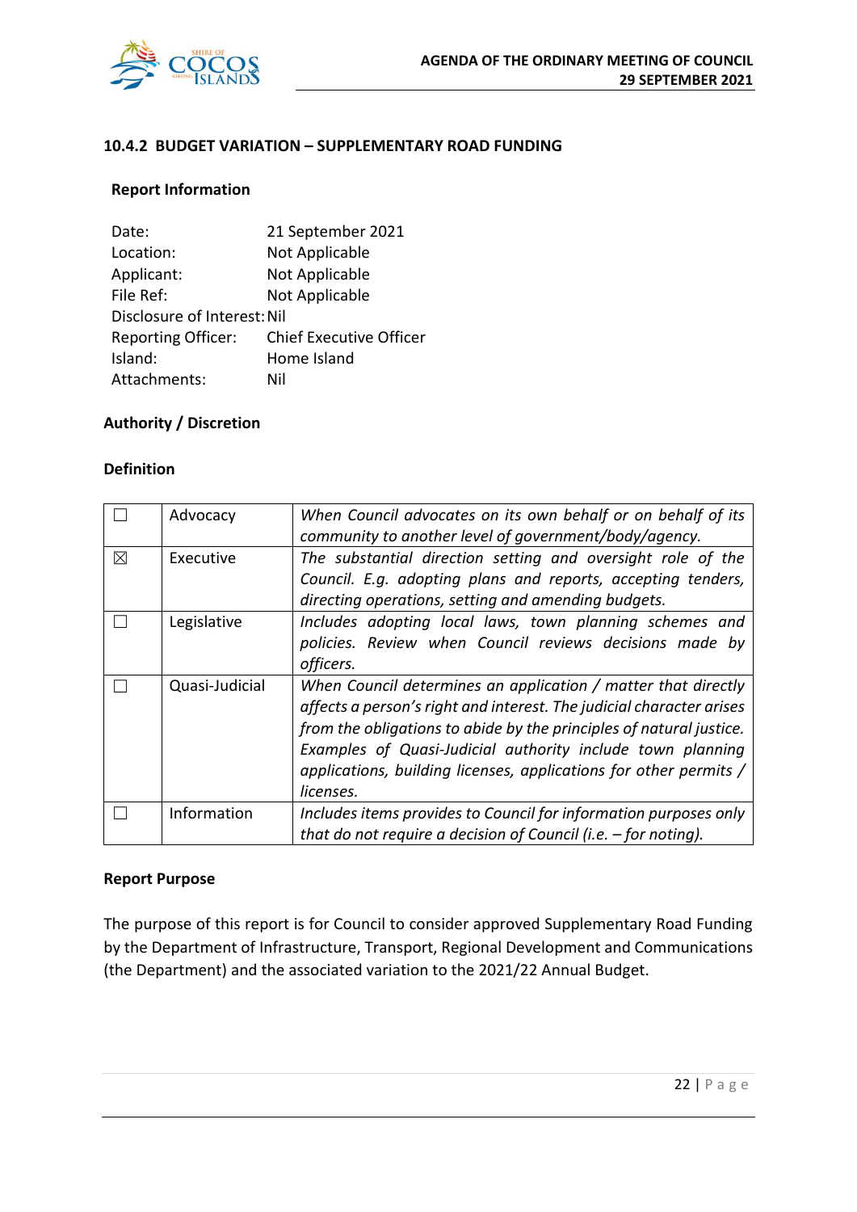## 10.4.2 BUDGET VARIATION – SUPPLEMENTARY ROAD FUNDING

### Report Information

| | |
|---|---|
| Date: | 21 September 2021 |
| Location: | Not Applicable |
| Applicant: | Not Applicable |
| File Ref: | Not Applicable |
| Disclosure of Interest: | Nil |
| Reporting Officer: | Chief Executive Officer |
| Island: | Home Island |
| Attachments: | Nil |

### Authority / Discretion

#### Definition

| | | |
|---|---|---|
| ☐ | Advocacy | *When Council advocates on its own behalf or on behalf of its community to another level of government/body/agency.* |
| ☒ | Executive | *The substantial direction setting and oversight role of the Council. E.g. adopting plans and reports, accepting tenders, directing operations, setting and amending budgets.* |
| ☐ | Legislative | *Includes adopting local laws, town planning schemes and policies. Review when Council reviews decisions made by officers.* |
| ☐ | Quasi-Judicial | *When Council determines an application / matter that directly affects a person's right and interest. The judicial character arises from the obligations to abide by the principles of natural justice. Examples of Quasi-Judicial authority include town planning applications, building licenses, applications for other permits / licenses.* |
| ☐ | Information | *Includes items provides to Council for information purposes only that do not require a decision of Council (i.e. – for noting).* |

### Report Purpose

The purpose of this report is for Council to consider approved Supplementary Road Funding by the Department of Infrastructure, Transport, Regional Development and Communications (the Department) and the associated variation to the 2021/22 Annual Budget.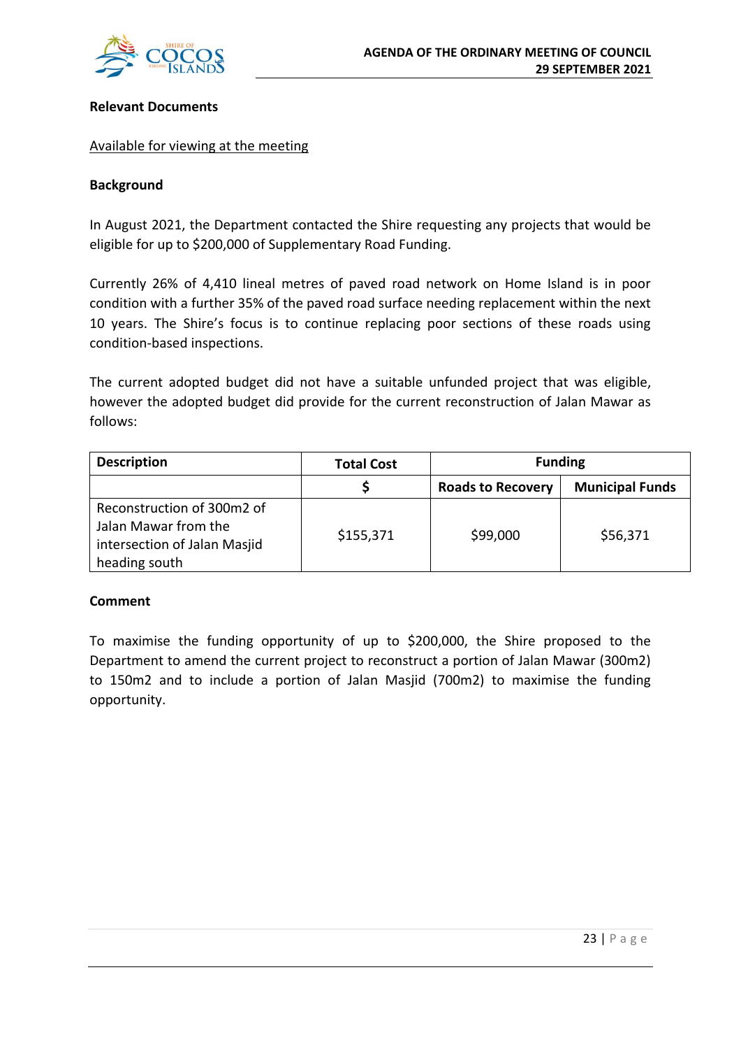**Relevant Documents**

Available for viewing at the meeting

**Background**

In August 2021, the Department contacted the Shire requesting any projects that would be eligible for up to $200,000 of Supplementary Road Funding.

Currently 26% of 4,410 lineal metres of paved road network on Home Island is in poor condition with a further 35% of the paved road surface needing replacement within the next 10 years. The Shire's focus is to continue replacing poor sections of these roads using condition-based inspections.

The current adopted budget did not have a suitable unfunded project that was eligible, however the adopted budget did provide for the current reconstruction of Jalan Mawar as follows:

| Description | Total Cost | Funding | |
|---|---|---|---|
| | $ | Roads to Recovery | Municipal Funds |
| Reconstruction of 300m2 of Jalan Mawar from the intersection of Jalan Masjid heading south | $155,371 | $99,000 | $56,371 |

**Comment**

To maximise the funding opportunity of up to $200,000, the Shire proposed to the Department to amend the current project to reconstruct a portion of Jalan Mawar (300m2) to 150m2 and to include a portion of Jalan Masjid (700m2) to maximise the funding opportunity.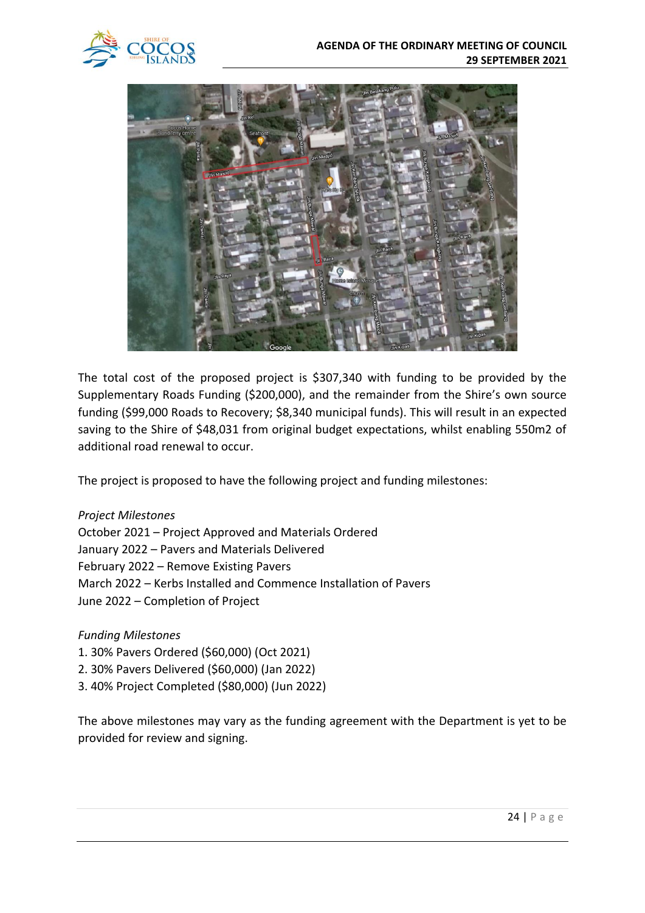The total cost of the proposed project is $307,340 with funding to be provided by the Supplementary Roads Funding ($200,000), and the remainder from the Shire's own source funding ($99,000 Roads to Recovery; $8,340 municipal funds). This will result in an expected saving to the Shire of $48,031 from original budget expectations, whilst enabling 550m2 of additional road renewal to occur.

The project is proposed to have the following project and funding milestones:

*Project Milestones*
October 2021 – Project Approved and Materials Ordered
January 2022 – Pavers and Materials Delivered
February 2022 – Remove Existing Pavers
March 2022 – Kerbs Installed and Commence Installation of Pavers
June 2022 – Completion of Project

*Funding Milestones*
1. 30% Pavers Ordered ($60,000) (Oct 2021)
2. 30% Pavers Delivered ($60,000) (Jan 2022)
3. 40% Project Completed ($80,000) (Jun 2022)

The above milestones may vary as the funding agreement with the Department is yet to be provided for review and signing.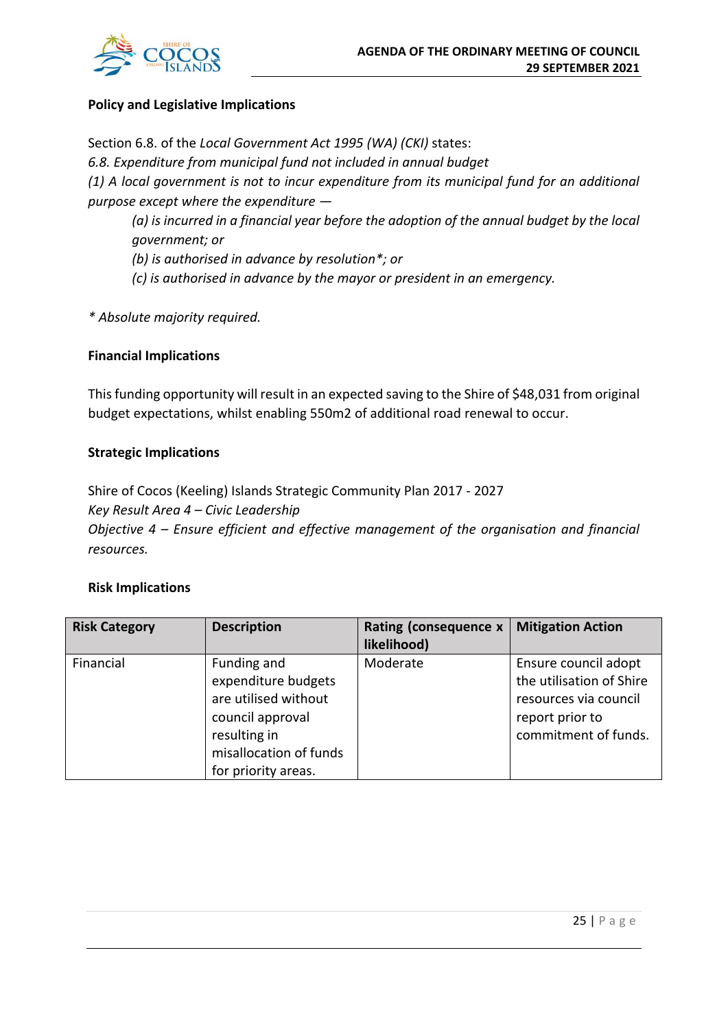**Policy and Legislative Implications**

Section 6.8. of the *Local Government Act 1995 (WA) (CKI)* states:

*6.8. Expenditure from municipal fund not included in annual budget*

*(1) A local government is not to incur expenditure from its municipal fund for an additional purpose except where the expenditure —*

> *(a) is incurred in a financial year before the adoption of the annual budget by the local government; or*
>
> *(b) is authorised in advance by resolution*; or*
>
> *(c) is authorised in advance by the mayor or president in an emergency.*

** Absolute majority required.*

**Financial Implications**

This funding opportunity will result in an expected saving to the Shire of $48,031 from original budget expectations, whilst enabling 550m2 of additional road renewal to occur.

**Strategic Implications**

Shire of Cocos (Keeling) Islands Strategic Community Plan 2017 - 2027

*Key Result Area 4 – Civic Leadership*

*Objective 4 – Ensure efficient and effective management of the organisation and financial resources.*

**Risk Implications**

| Risk Category | Description | Rating (consequence x likelihood) | Mitigation Action |
|---|---|---|---|
| Financial | Funding and expenditure budgets are utilised without council approval resulting in misallocation of funds for priority areas. | Moderate | Ensure council adopt the utilisation of Shire resources via council report prior to commitment of funds. |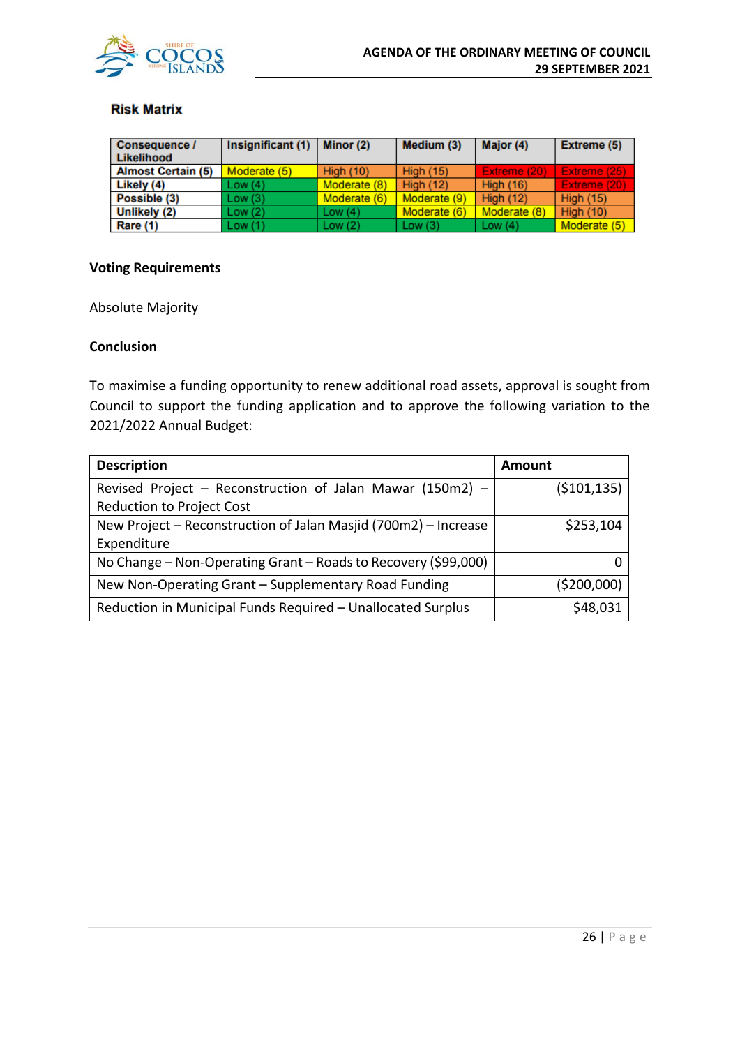**Risk Matrix**

| Consequence / Likelihood | Insignificant (1) | Minor (2) | Medium (3) | Major (4) | Extreme (5) |
|---|---|---|---|---|---|
| Almost Certain (5) | Moderate (5) | High (10) | High (15) | Extreme (20) | Extreme (25) |
| Likely (4) | Low (4) | Moderate (8) | High (12) | High (16) | Extreme (20) |
| Possible (3) | Low (3) | Moderate (6) | Moderate (9) | High (12) | High (15) |
| Unlikely (2) | Low (2) | Low (4) | Moderate (6) | Moderate (8) | High (10) |
| Rare (1) | Low (1) | Low (2) | Low (3) | Low (4) | Moderate (5) |

**Voting Requirements**

Absolute Majority

**Conclusion**

To maximise a funding opportunity to renew additional road assets, approval is sought from Council to support the funding application and to approve the following variation to the 2021/2022 Annual Budget:

| Description | Amount |
|---|---|
| Revised Project – Reconstruction of Jalan Mawar (150m2) – Reduction to Project Cost | ($101,135) |
| New Project – Reconstruction of Jalan Masjid (700m2) – Increase Expenditure | $253,104 |
| No Change – Non-Operating Grant – Roads to Recovery ($99,000) | 0 |
| New Non-Operating Grant – Supplementary Road Funding | ($200,000) |
| Reduction in Municipal Funds Required – Unallocated Surplus | $48,031 |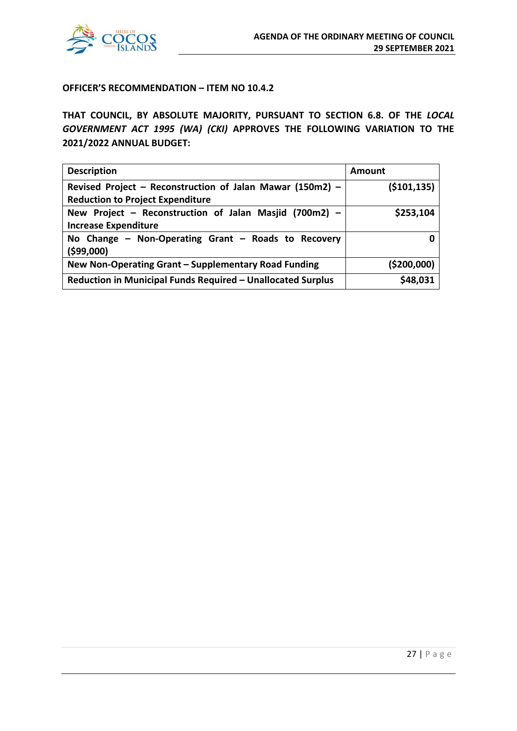**OFFICER'S RECOMMENDATION – ITEM NO 10.4.2**

**THAT COUNCIL, BY ABSOLUTE MAJORITY, PURSUANT TO SECTION 6.8. OF THE *LOCAL GOVERNMENT ACT 1995 (WA) (CKI)* APPROVES THE FOLLOWING VARIATION TO THE 2021/2022 ANNUAL BUDGET:**

| Description | Amount |
|---|---|
| **Revised Project – Reconstruction of Jalan Mawar (150m2) – Reduction to Project Expenditure** | **($101,135)** |
| **New Project – Reconstruction of Jalan Masjid (700m2) – Increase Expenditure** | **$253,104** |
| **No Change – Non-Operating Grant – Roads to Recovery ($99,000)** | **0** |
| **New Non-Operating Grant – Supplementary Road Funding** | **($200,000)** |
| **Reduction in Municipal Funds Required – Unallocated Surplus** | **$48,031** |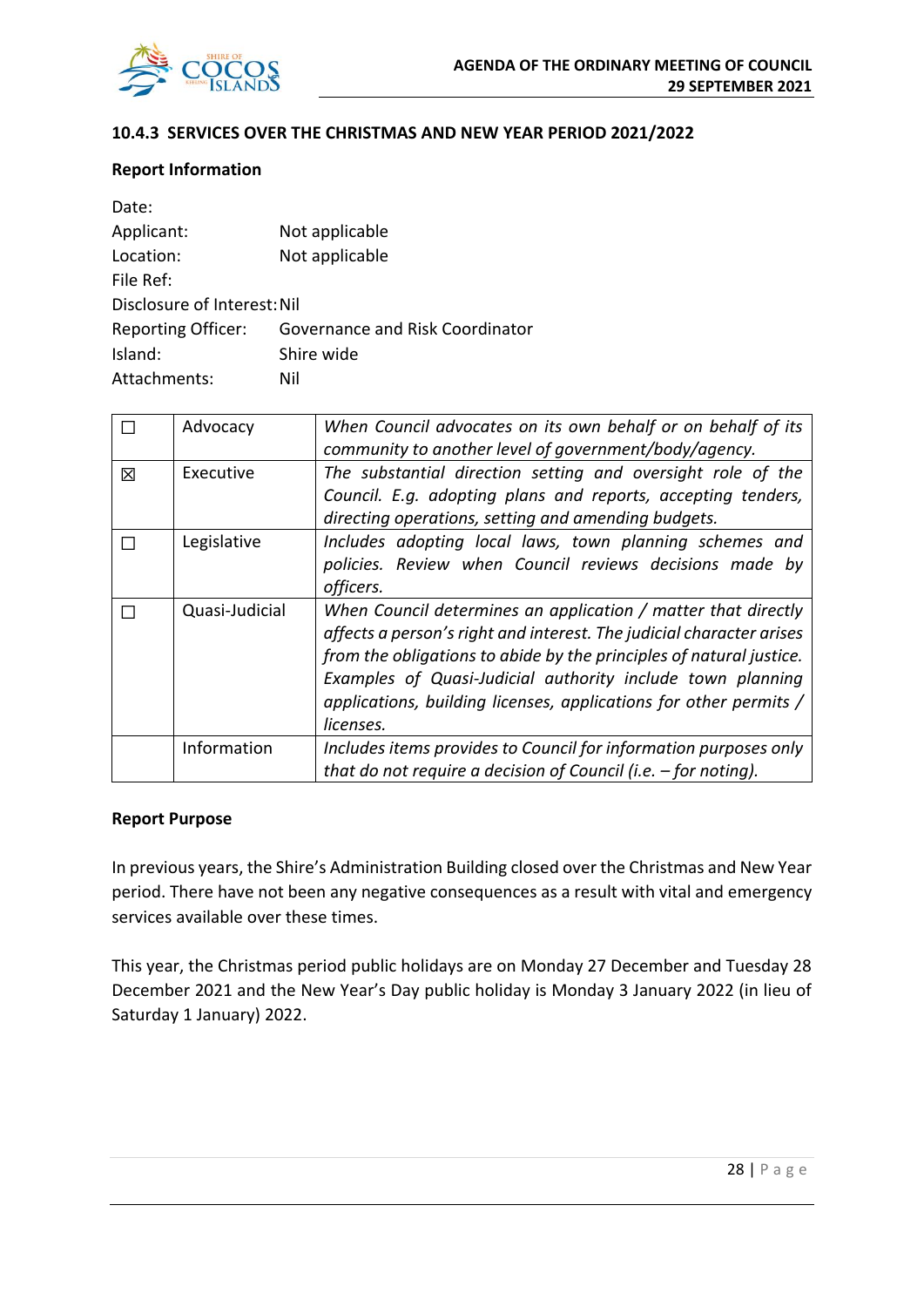### 10.4.3 SERVICES OVER THE CHRISTMAS AND NEW YEAR PERIOD 2021/2022

**Report Information**

| | |
|---|---|
| Date: | |
| Applicant: | Not applicable |
| Location: | Not applicable |
| File Ref: | |
| Disclosure of Interest: | Nil |
| Reporting Officer: | Governance and Risk Coordinator |
| Island: | Shire wide |
| Attachments: | Nil |

| | | |
|---|---|---|
| ☐ | Advocacy | *When Council advocates on its own behalf or on behalf of its community to another level of government/body/agency.* |
| ☒ | Executive | *The substantial direction setting and oversight role of the Council. E.g. adopting plans and reports, accepting tenders, directing operations, setting and amending budgets.* |
| ☐ | Legislative | *Includes adopting local laws, town planning schemes and policies. Review when Council reviews decisions made by officers.* |
| ☐ | Quasi-Judicial | *When Council determines an application / matter that directly affects a person's right and interest. The judicial character arises from the obligations to abide by the principles of natural justice. Examples of Quasi-Judicial authority include town planning applications, building licenses, applications for other permits / licenses.* |
| | Information | *Includes items provides to Council for information purposes only that do not require a decision of Council (i.e. – for noting).* |

**Report Purpose**

In previous years, the Shire's Administration Building closed over the Christmas and New Year period. There have not been any negative consequences as a result with vital and emergency services available over these times.

This year, the Christmas period public holidays are on Monday 27 December and Tuesday 28 December 2021 and the New Year's Day public holiday is Monday 3 January 2022 (in lieu of Saturday 1 January) 2022.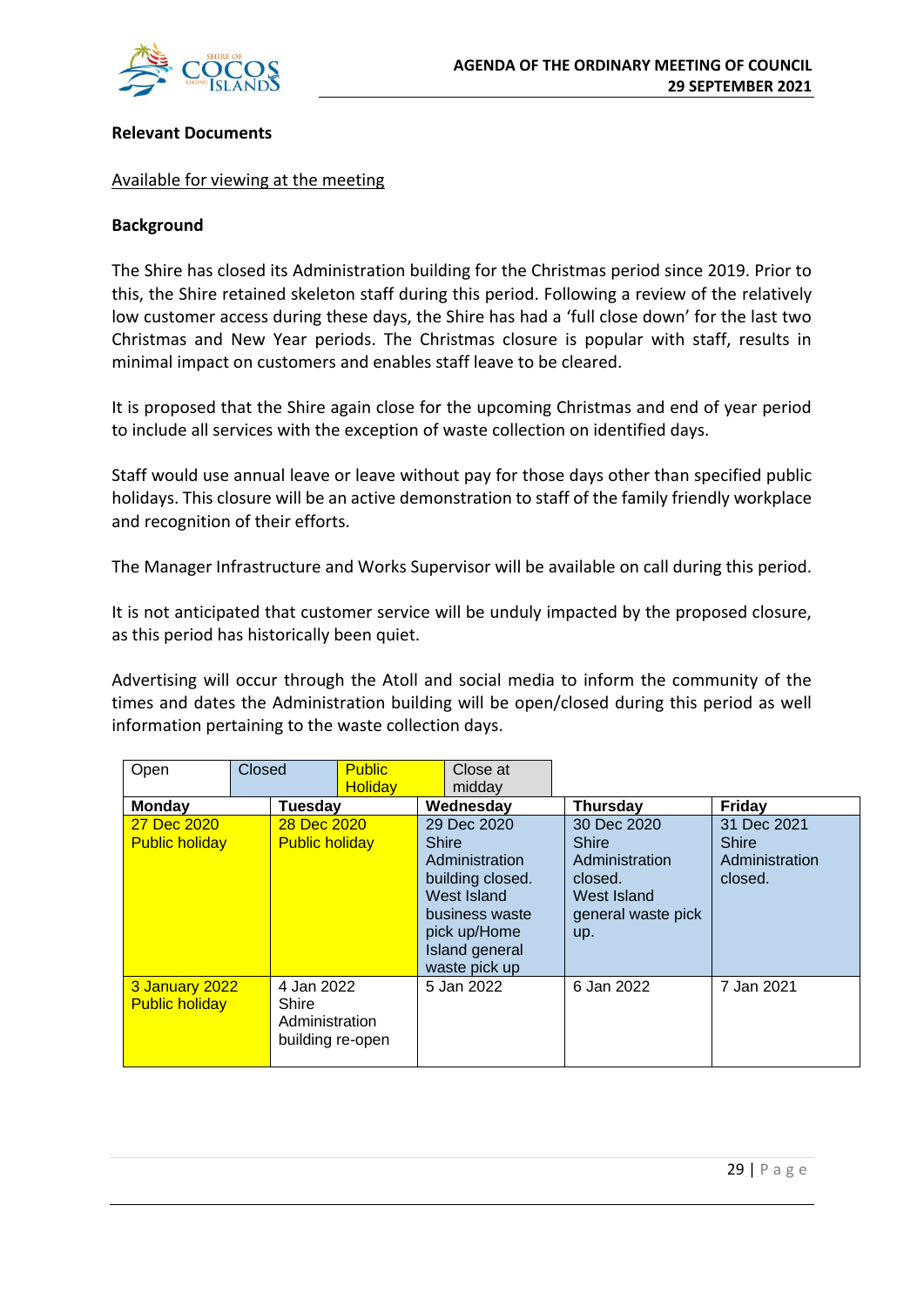**Relevant Documents**

Available for viewing at the meeting

**Background**

The Shire has closed its Administration building for the Christmas period since 2019. Prior to this, the Shire retained skeleton staff during this period. Following a review of the relatively low customer access during these days, the Shire has had a 'full close down' for the last two Christmas and New Year periods. The Christmas closure is popular with staff, results in minimal impact on customers and enables staff leave to be cleared.

It is proposed that the Shire again close for the upcoming Christmas and end of year period to include all services with the exception of waste collection on identified days.

Staff would use annual leave or leave without pay for those days other than specified public holidays. This closure will be an active demonstration to staff of the family friendly workplace and recognition of their efforts.

The Manager Infrastructure and Works Supervisor will be available on call during this period.

It is not anticipated that customer service will be unduly impacted by the proposed closure, as this period has historically been quiet.

Advertising will occur through the Atoll and social media to inform the community of the times and dates the Administration building will be open/closed during this period as well information pertaining to the waste collection days.

| Open | Closed | Public Holiday | Close at midday |
|---|---|---|---|

| Monday | Tuesday | Wednesday | Thursday | Friday |
|---|---|---|---|---|
| 27 Dec 2020 Public holiday | 28 Dec 2020 Public holiday | 29 Dec 2020 Shire Administration building closed. West Island business waste pick up/Home Island general waste pick up | 30 Dec 2020 Shire Administration closed. West Island general waste pick up. | 31 Dec 2021 Shire Administration closed. |
| 3 January 2022 Public holiday | 4 Jan 2022 Shire Administration building re-open | 5 Jan 2022 | 6 Jan 2022 | 7 Jan 2021 |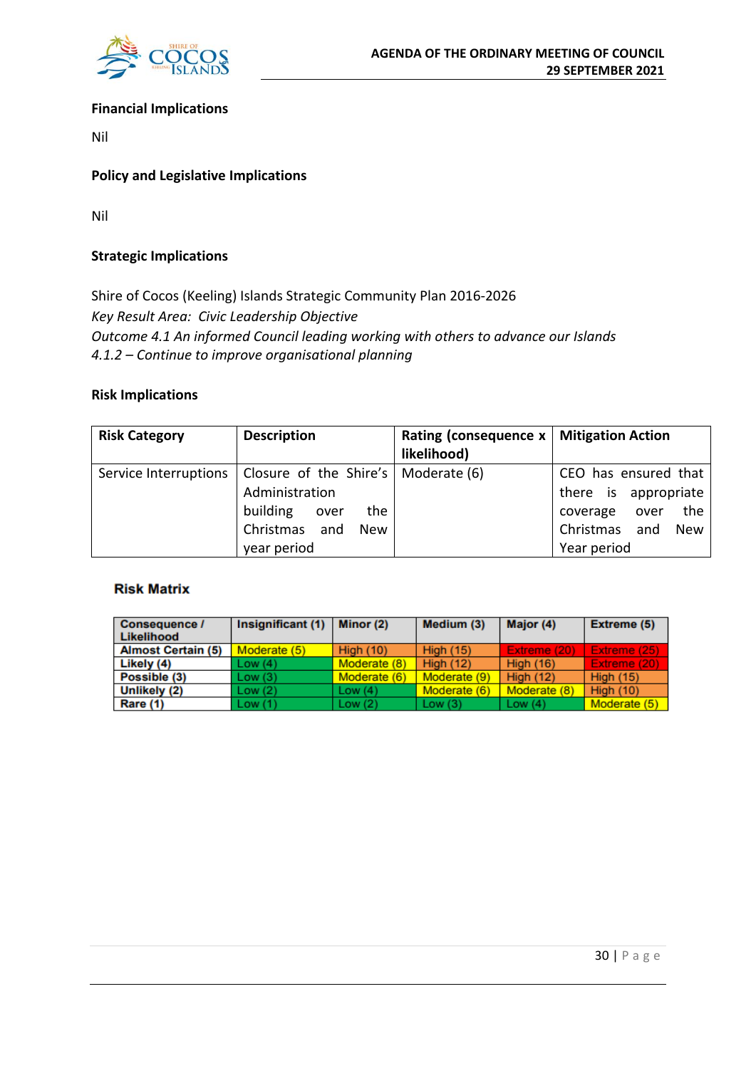### Financial Implications

Nil

### Policy and Legislative Implications

Nil

### Strategic Implications

Shire of Cocos (Keeling) Islands Strategic Community Plan 2016-2026

*Key Result Area: Civic Leadership Objective*

*Outcome 4.1 An informed Council leading working with others to advance our Islands*

*4.1.2 – Continue to improve organisational planning*

### Risk Implications

| Risk Category | Description | Rating (consequence x likelihood) | Mitigation Action |
|---|---|---|---|
| Service Interruptions | Closure of the Shire's Administration building over the Christmas and New year period | Moderate (6) | CEO has ensured that there is appropriate coverage over the Christmas and New Year period |

**Risk Matrix**

| Consequence / Likelihood | Insignificant (1) | Minor (2) | Medium (3) | Major (4) | Extreme (5) |
|---|---|---|---|---|---|
| Almost Certain (5) | Moderate (5) | High (10) | High (15) | Extreme (20) | Extreme (25) |
| Likely (4) | Low (4) | Moderate (8) | High (12) | High (16) | Extreme (20) |
| Possible (3) | Low (3) | Moderate (6) | Moderate (9) | High (12) | High (15) |
| Unlikely (2) | Low (2) | Low (4) | Moderate (6) | Moderate (8) | High (10) |
| Rare (1) | Low (1) | Low (2) | Low (3) | Low (4) | Moderate (5) |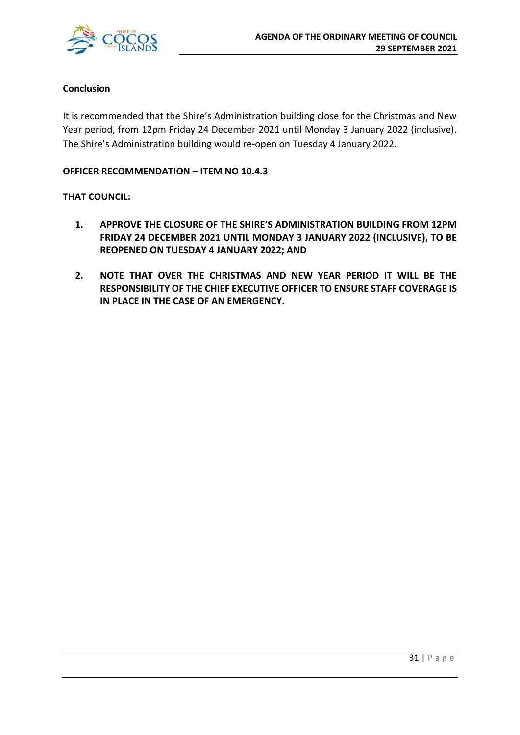**Conclusion**

It is recommended that the Shire's Administration building close for the Christmas and New Year period, from 12pm Friday 24 December 2021 until Monday 3 January 2022 (inclusive). The Shire's Administration building would re-open on Tuesday 4 January 2022.

**OFFICER RECOMMENDATION – ITEM NO 10.4.3**

**THAT COUNCIL:**

1. **APPROVE THE CLOSURE OF THE SHIRE'S ADMINISTRATION BUILDING FROM 12PM FRIDAY 24 DECEMBER 2021 UNTIL MONDAY 3 JANUARY 2022 (INCLUSIVE), TO BE REOPENED ON TUESDAY 4 JANUARY 2022; AND**

2. **NOTE THAT OVER THE CHRISTMAS AND NEW YEAR PERIOD IT WILL BE THE RESPONSIBILITY OF THE CHIEF EXECUTIVE OFFICER TO ENSURE STAFF COVERAGE IS IN PLACE IN THE CASE OF AN EMERGENCY.**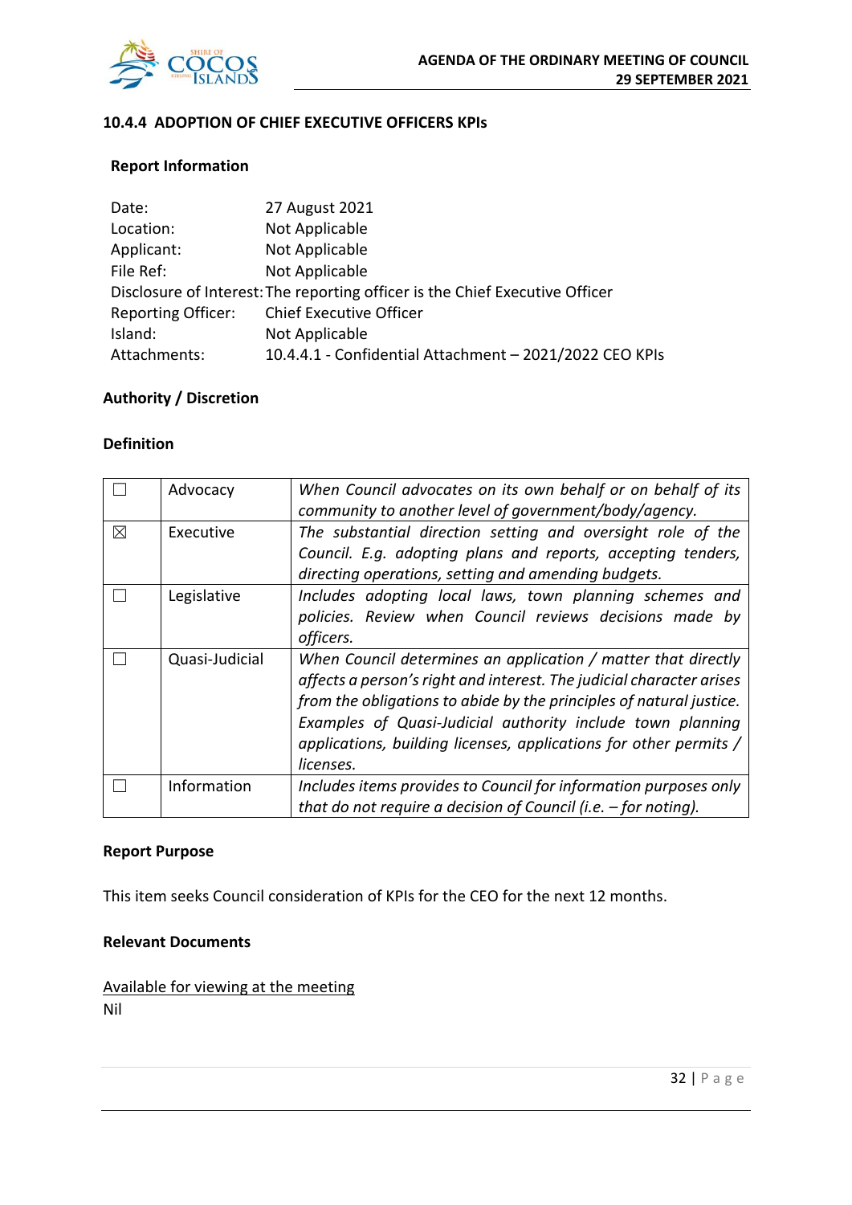### 10.4.4 ADOPTION OF CHIEF EXECUTIVE OFFICERS KPIs

#### Report Information

| | |
|---|---|
| Date: | 27 August 2021 |
| Location: | Not Applicable |
| Applicant: | Not Applicable |
| File Ref: | Not Applicable |
| Disclosure of Interest: | The reporting officer is the Chief Executive Officer |
| Reporting Officer: | Chief Executive Officer |
| Island: | Not Applicable |
| Attachments: | 10.4.4.1 - Confidential Attachment – 2021/2022 CEO KPIs |

#### Authority / Discretion

#### Definition

| | | |
|---|---|---|
| ☐ | Advocacy | *When Council advocates on its own behalf or on behalf of its community to another level of government/body/agency.* |
| ☒ | Executive | *The substantial direction setting and oversight role of the Council. E.g. adopting plans and reports, accepting tenders, directing operations, setting and amending budgets.* |
| ☐ | Legislative | *Includes adopting local laws, town planning schemes and policies. Review when Council reviews decisions made by officers.* |
| ☐ | Quasi-Judicial | *When Council determines an application / matter that directly affects a person's right and interest. The judicial character arises from the obligations to abide by the principles of natural justice. Examples of Quasi-Judicial authority include town planning applications, building licenses, applications for other permits / licenses.* |
| ☐ | Information | *Includes items provides to Council for information purposes only that do not require a decision of Council (i.e. – for noting).* |

#### Report Purpose

This item seeks Council consideration of KPIs for the CEO for the next 12 months.

#### Relevant Documents

Available for viewing at the meeting

Nil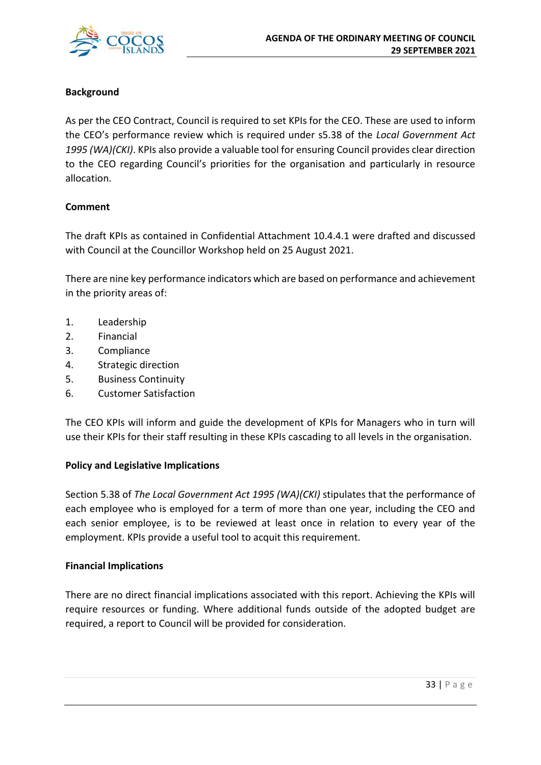**Background**

As per the CEO Contract, Council is required to set KPIs for the CEO. These are used to inform the CEO's performance review which is required under s5.38 of the *Local Government Act 1995 (WA)(CKI)*. KPIs also provide a valuable tool for ensuring Council provides clear direction to the CEO regarding Council's priorities for the organisation and particularly in resource allocation.

**Comment**

The draft KPIs as contained in Confidential Attachment 10.4.4.1 were drafted and discussed with Council at the Councillor Workshop held on 25 August 2021.

There are nine key performance indicators which are based on performance and achievement in the priority areas of:

1. Leadership
2. Financial
3. Compliance
4. Strategic direction
5. Business Continuity
6. Customer Satisfaction

The CEO KPIs will inform and guide the development of KPIs for Managers who in turn will use their KPIs for their staff resulting in these KPIs cascading to all levels in the organisation.

**Policy and Legislative Implications**

Section 5.38 of *The Local Government Act 1995 (WA)(CKI)* stipulates that the performance of each employee who is employed for a term of more than one year, including the CEO and each senior employee, is to be reviewed at least once in relation to every year of the employment. KPIs provide a useful tool to acquit this requirement.

**Financial Implications**

There are no direct financial implications associated with this report. Achieving the KPIs will require resources or funding. Where additional funds outside of the adopted budget are required, a report to Council will be provided for consideration.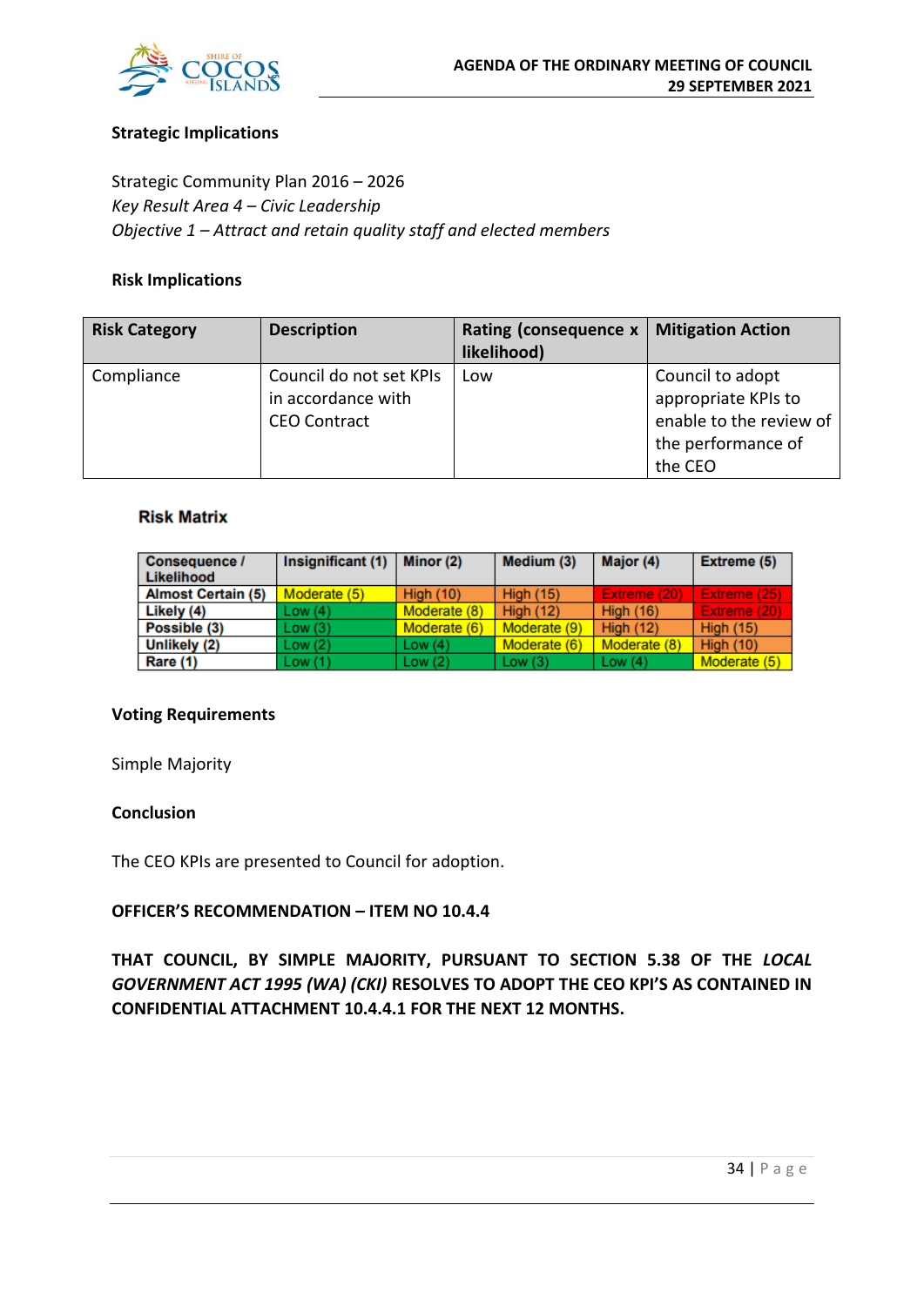**Strategic Implications**

Strategic Community Plan 2016 – 2026
*Key Result Area 4 – Civic Leadership*
*Objective 1 – Attract and retain quality staff and elected members*

**Risk Implications**

| Risk Category | Description | Rating (consequence x likelihood) | Mitigation Action |
|---|---|---|---|
| Compliance | Council do not set KPIs in accordance with CEO Contract | Low | Council to adopt appropriate KPIs to enable to the review of the performance of the CEO |

**Risk Matrix**

| Consequence / Likelihood | Insignificant (1) | Minor (2) | Medium (3) | Major (4) | Extreme (5) |
|---|---|---|---|---|---|
| Almost Certain (5) | Moderate (5) | High (10) | High (15) | Extreme (20) | Extreme (25) |
| Likely (4) | Low (4) | Moderate (8) | High (12) | High (16) | Extreme (20) |
| Possible (3) | Low (3) | Moderate (6) | Moderate (9) | High (12) | High (15) |
| Unlikely (2) | Low (2) | Low (4) | Moderate (6) | Moderate (8) | High (10) |
| Rare (1) | Low (1) | Low (2) | Low (3) | Low (4) | Moderate (5) |

**Voting Requirements**

Simple Majority

**Conclusion**

The CEO KPIs are presented to Council for adoption.

**OFFICER'S RECOMMENDATION – ITEM NO 10.4.4**

**THAT COUNCIL, BY SIMPLE MAJORITY, PURSUANT TO SECTION 5.38 OF THE *LOCAL GOVERNMENT ACT 1995 (WA) (CKI)* RESOLVES TO ADOPT THE CEO KPI'S AS CONTAINED IN CONFIDENTIAL ATTACHMENT 10.4.4.1 FOR THE NEXT 12 MONTHS.**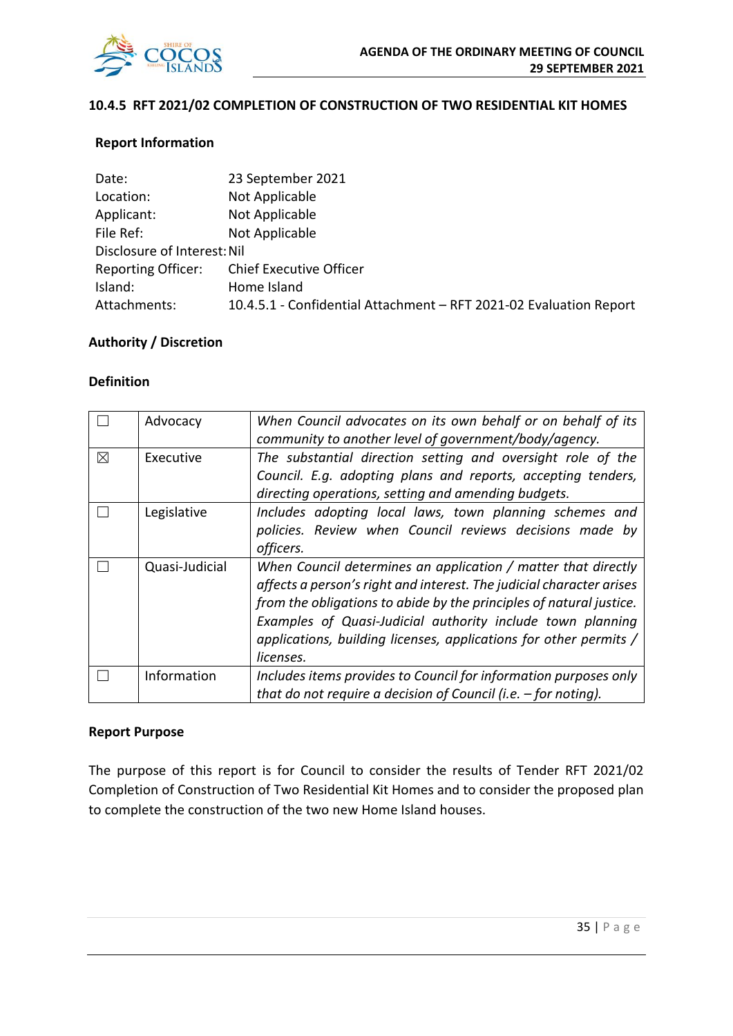## 10.4.5 RFT 2021/02 COMPLETION OF CONSTRUCTION OF TWO RESIDENTIAL KIT HOMES

### Report Information

| | |
|---|---|
| Date: | 23 September 2021 |
| Location: | Not Applicable |
| Applicant: | Not Applicable |
| File Ref: | Not Applicable |
| Disclosure of Interest: | Nil |
| Reporting Officer: | Chief Executive Officer |
| Island: | Home Island |
| Attachments: | 10.4.5.1 - Confidential Attachment – RFT 2021-02 Evaluation Report |

### Authority / Discretion

### Definition

| | | |
|---|---|---|
| ☐ | Advocacy | *When Council advocates on its own behalf or on behalf of its community to another level of government/body/agency.* |
| ☒ | Executive | *The substantial direction setting and oversight role of the Council. E.g. adopting plans and reports, accepting tenders, directing operations, setting and amending budgets.* |
| ☐ | Legislative | *Includes adopting local laws, town planning schemes and policies. Review when Council reviews decisions made by officers.* |
| ☐ | Quasi-Judicial | *When Council determines an application / matter that directly affects a person's right and interest. The judicial character arises from the obligations to abide by the principles of natural justice. Examples of Quasi-Judicial authority include town planning applications, building licenses, applications for other permits / licenses.* |
| ☐ | Information | *Includes items provides to Council for information purposes only that do not require a decision of Council (i.e. – for noting).* |

### Report Purpose

The purpose of this report is for Council to consider the results of Tender RFT 2021/02 Completion of Construction of Two Residential Kit Homes and to consider the proposed plan to complete the construction of the two new Home Island houses.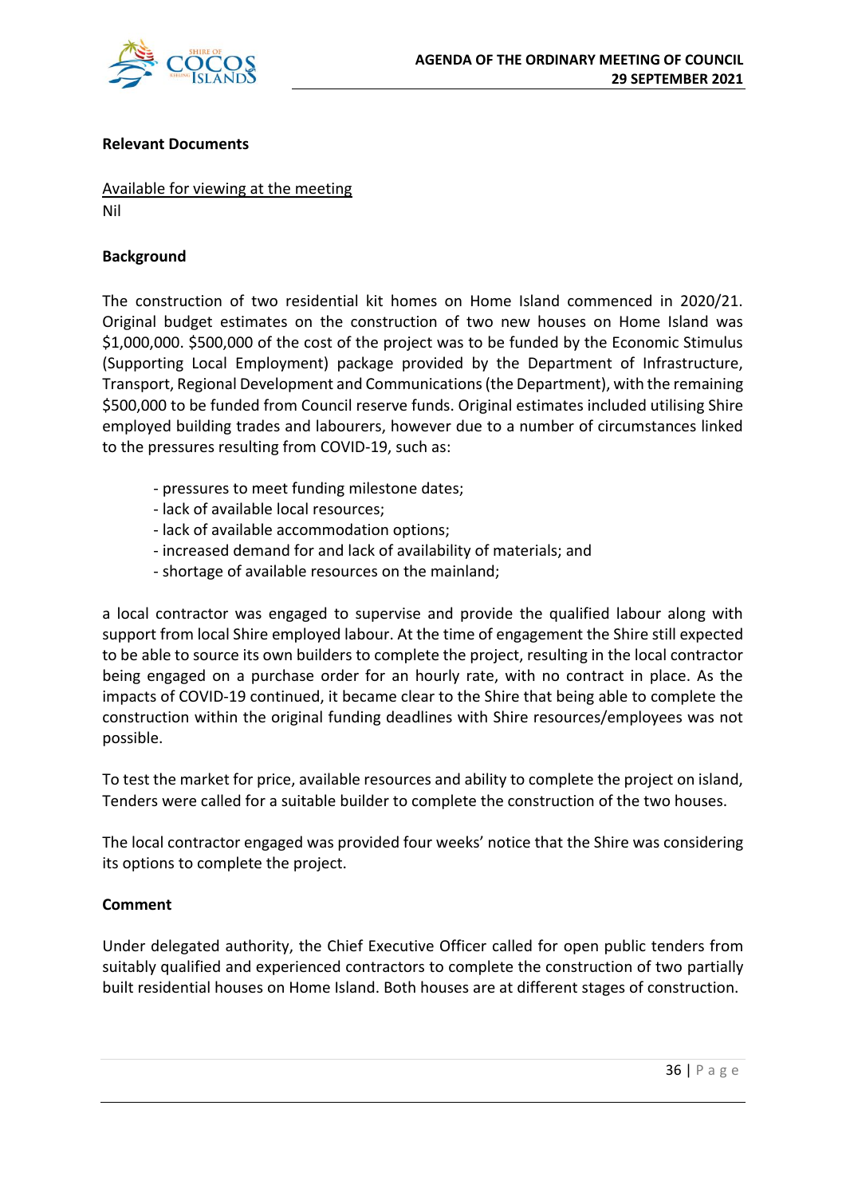**Relevant Documents**

Available for viewing at the meeting
Nil

**Background**

The construction of two residential kit homes on Home Island commenced in 2020/21. Original budget estimates on the construction of two new houses on Home Island was $1,000,000. $500,000 of the cost of the project was to be funded by the Economic Stimulus (Supporting Local Employment) package provided by the Department of Infrastructure, Transport, Regional Development and Communications (the Department), with the remaining $500,000 to be funded from Council reserve funds. Original estimates included utilising Shire employed building trades and labourers, however due to a number of circumstances linked to the pressures resulting from COVID-19, such as:

- pressures to meet funding milestone dates;
- lack of available local resources;
- lack of available accommodation options;
- increased demand for and lack of availability of materials; and
- shortage of available resources on the mainland;

a local contractor was engaged to supervise and provide the qualified labour along with support from local Shire employed labour. At the time of engagement the Shire still expected to be able to source its own builders to complete the project, resulting in the local contractor being engaged on a purchase order for an hourly rate, with no contract in place. As the impacts of COVID-19 continued, it became clear to the Shire that being able to complete the construction within the original funding deadlines with Shire resources/employees was not possible.

To test the market for price, available resources and ability to complete the project on island, Tenders were called for a suitable builder to complete the construction of the two houses.

The local contractor engaged was provided four weeks' notice that the Shire was considering its options to complete the project.

**Comment**

Under delegated authority, the Chief Executive Officer called for open public tenders from suitably qualified and experienced contractors to complete the construction of two partially built residential houses on Home Island. Both houses are at different stages of construction.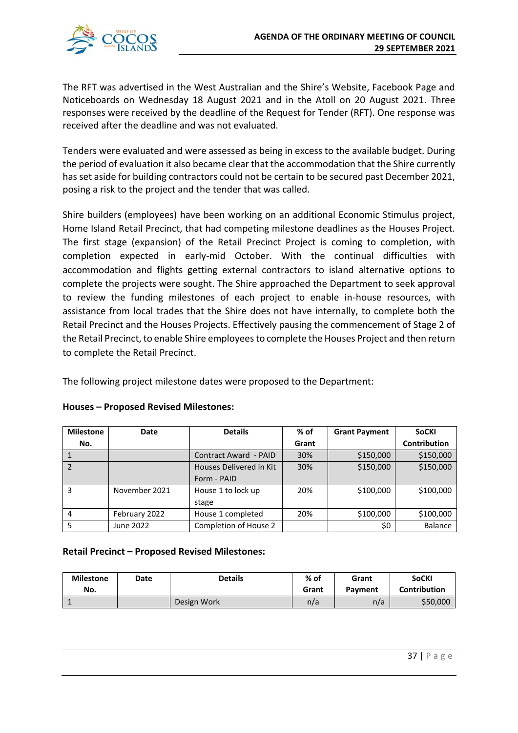The RFT was advertised in the West Australian and the Shire's Website, Facebook Page and Noticeboards on Wednesday 18 August 2021 and in the Atoll on 20 August 2021. Three responses were received by the deadline of the Request for Tender (RFT). One response was received after the deadline and was not evaluated.

Tenders were evaluated and were assessed as being in excess to the available budget. During the period of evaluation it also became clear that the accommodation that the Shire currently has set aside for building contractors could not be certain to be secured past December 2021, posing a risk to the project and the tender that was called.

Shire builders (employees) have been working on an additional Economic Stimulus project, Home Island Retail Precinct, that had competing milestone deadlines as the Houses Project. The first stage (expansion) of the Retail Precinct Project is coming to completion, with completion expected in early-mid October. With the continual difficulties with accommodation and flights getting external contractors to island alternative options to complete the projects were sought. The Shire approached the Department to seek approval to review the funding milestones of each project to enable in-house resources, with assistance from local trades that the Shire does not have internally, to complete both the Retail Precinct and the Houses Projects. Effectively pausing the commencement of Stage 2 of the Retail Precinct, to enable Shire employees to complete the Houses Project and then return to complete the Retail Precinct.

The following project milestone dates were proposed to the Department:

**Houses – Proposed Revised Milestones:**

| Milestone No. | Date | Details | % of Grant | Grant Payment | SoCKI Contribution |
|---|---|---|---|---|---|
| 1 | | Contract Award - PAID | 30% | $150,000 | $150,000 |
| 2 | | Houses Delivered in Kit Form - PAID | 30% | $150,000 | $150,000 |
| 3 | November 2021 | House 1 to lock up stage | 20% | $100,000 | $100,000 |
| 4 | February 2022 | House 1 completed | 20% | $100,000 | $100,000 |
| 5 | June 2022 | Completion of House 2 | | $0 | Balance |

**Retail Precinct – Proposed Revised Milestones:**

| Milestone No. | Date | Details | % of Grant | Grant Payment | SoCKI Contribution |
|---|---|---|---|---|---|
| 1 | | Design Work | n/a | n/a | $50,000 |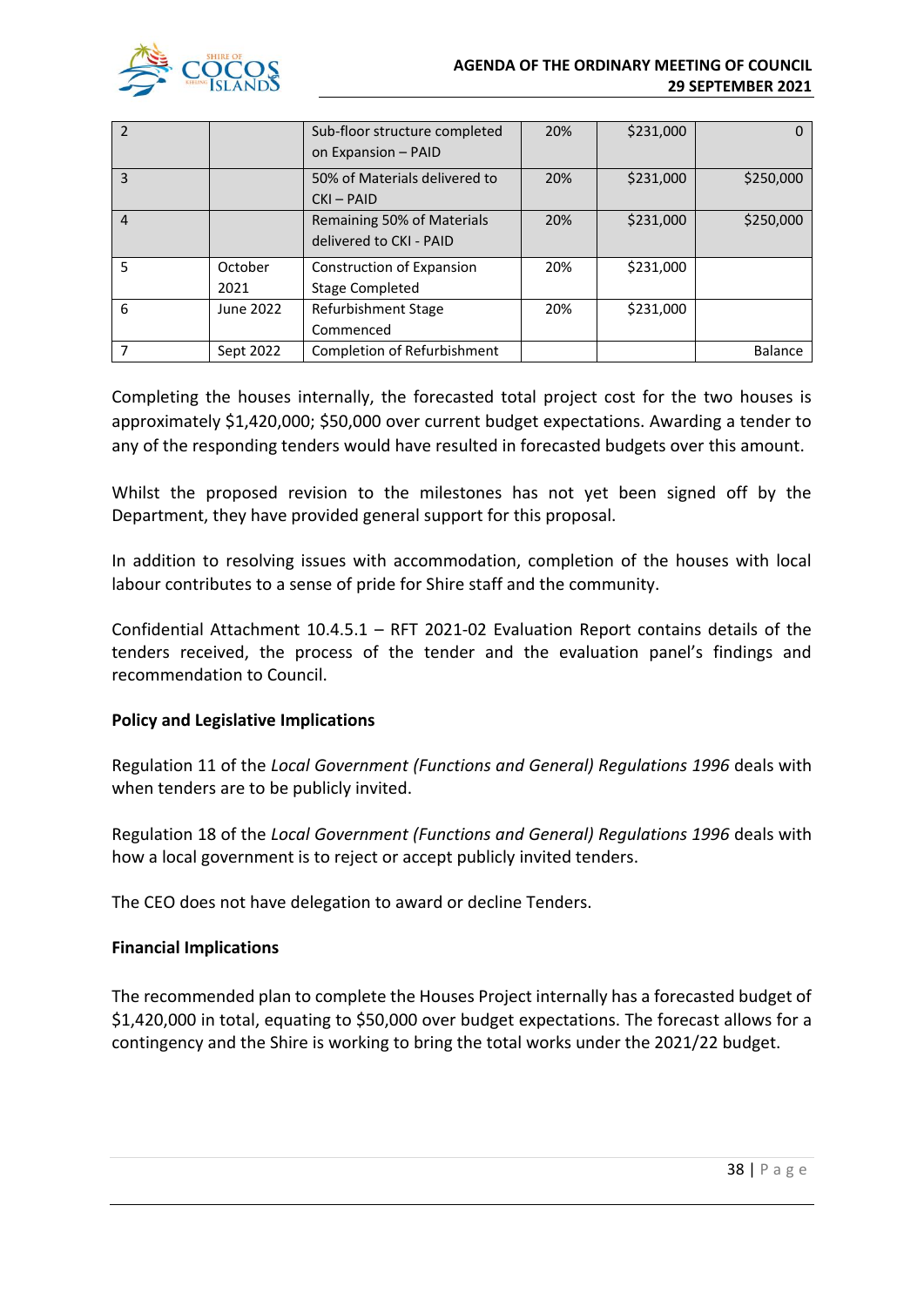| | | | | | |
|---|---|---|---|---|---|
| 2 | | Sub-floor structure completed on Expansion – PAID | 20% | $231,000 | 0 |
| 3 | | 50% of Materials delivered to CKI – PAID | 20% | $231,000 | $250,000 |
| 4 | | Remaining 50% of Materials delivered to CKI - PAID | 20% | $231,000 | $250,000 |
| 5 | October 2021 | Construction of Expansion Stage Completed | 20% | $231,000 | |
| 6 | June 2022 | Refurbishment Stage Commenced | 20% | $231,000 | |
| 7 | Sept 2022 | Completion of Refurbishment | | | Balance |

Completing the houses internally, the forecasted total project cost for the two houses is approximately $1,420,000; $50,000 over current budget expectations. Awarding a tender to any of the responding tenders would have resulted in forecasted budgets over this amount.

Whilst the proposed revision to the milestones has not yet been signed off by the Department, they have provided general support for this proposal.

In addition to resolving issues with accommodation, completion of the houses with local labour contributes to a sense of pride for Shire staff and the community.

Confidential Attachment 10.4.5.1 – RFT 2021-02 Evaluation Report contains details of the tenders received, the process of the tender and the evaluation panel's findings and recommendation to Council.

**Policy and Legislative Implications**

Regulation 11 of the *Local Government (Functions and General) Regulations 1996* deals with when tenders are to be publicly invited.

Regulation 18 of the *Local Government (Functions and General) Regulations 1996* deals with how a local government is to reject or accept publicly invited tenders.

The CEO does not have delegation to award or decline Tenders.

**Financial Implications**

The recommended plan to complete the Houses Project internally has a forecasted budget of $1,420,000 in total, equating to $50,000 over budget expectations. The forecast allows for a contingency and the Shire is working to bring the total works under the 2021/22 budget.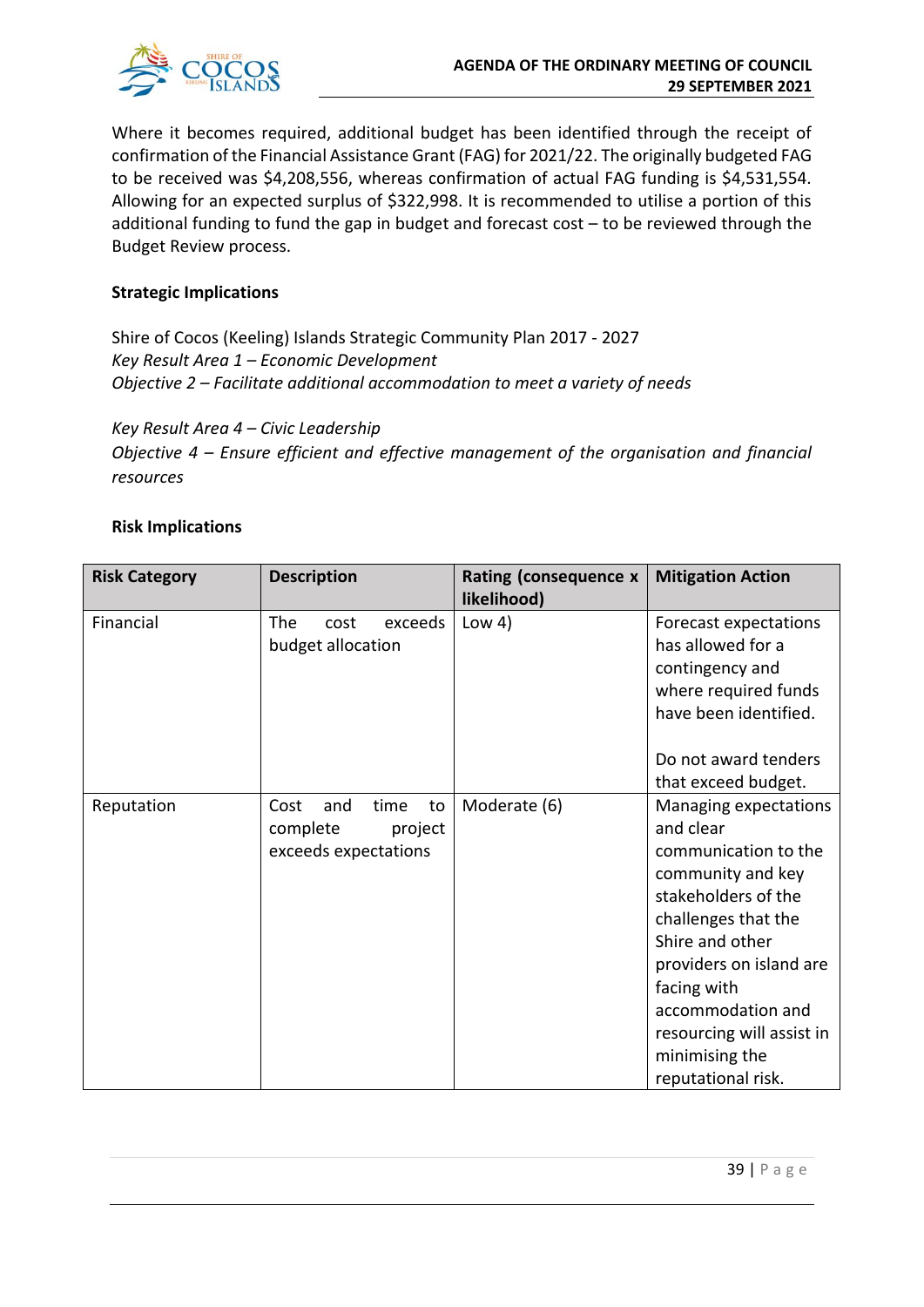Where it becomes required, additional budget has been identified through the receipt of confirmation of the Financial Assistance Grant (FAG) for 2021/22. The originally budgeted FAG to be received was $4,208,556, whereas confirmation of actual FAG funding is $4,531,554. Allowing for an expected surplus of $322,998. It is recommended to utilise a portion of this additional funding to fund the gap in budget and forecast cost – to be reviewed through the Budget Review process.

**Strategic Implications**

Shire of Cocos (Keeling) Islands Strategic Community Plan 2017 - 2027
*Key Result Area 1 – Economic Development*
*Objective 2 – Facilitate additional accommodation to meet a variety of needs*

*Key Result Area 4 – Civic Leadership*
*Objective 4 – Ensure efficient and effective management of the organisation and financial resources*

**Risk Implications**

| Risk Category | Description | Rating (consequence x likelihood) | Mitigation Action |
|---|---|---|---|
| Financial | The cost exceeds budget allocation | Low 4) | Forecast expectations has allowed for a contingency and where required funds have been identified.<br><br>Do not award tenders that exceed budget. |
| Reputation | Cost and time to complete project exceeds expectations | Moderate (6) | Managing expectations and clear communication to the community and key stakeholders of the challenges that the Shire and other providers on island are facing with accommodation and resourcing will assist in minimising the reputational risk. |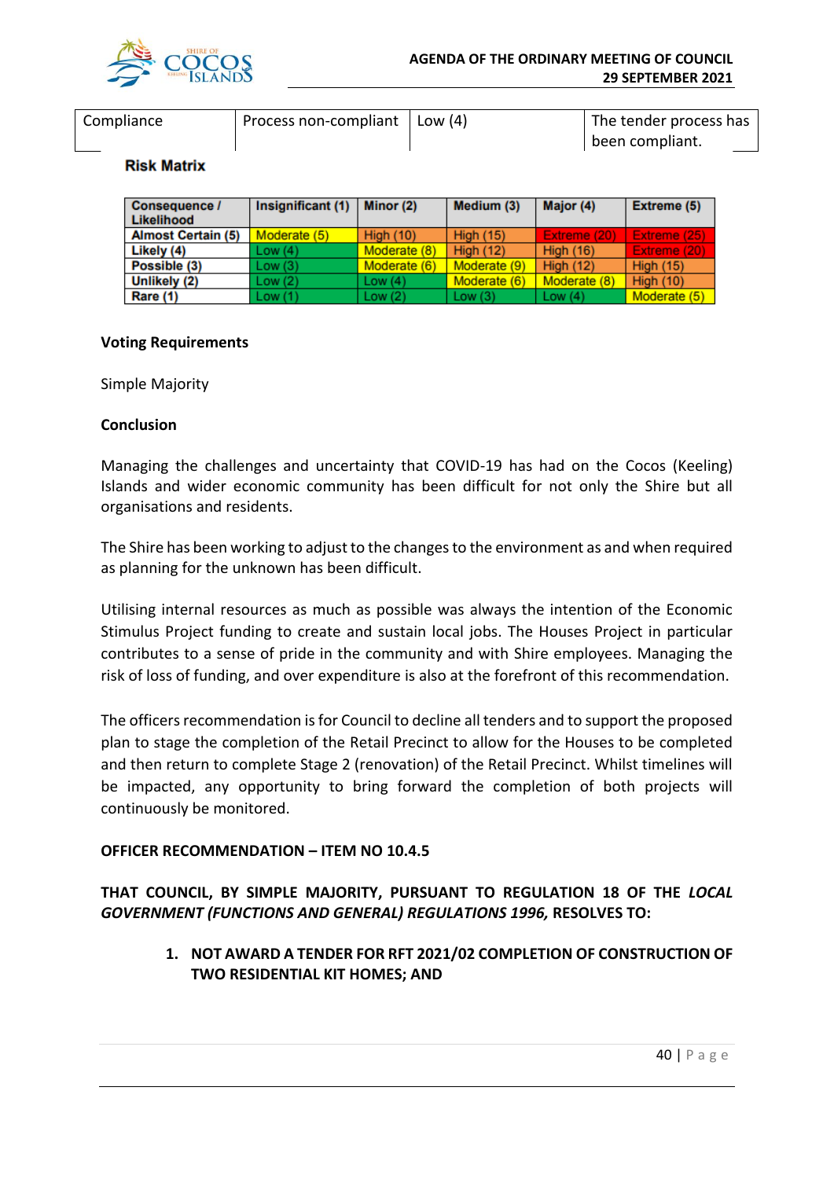| | | | |
|---|---|---|---|
| Compliance | Process non-compliant | Low (4) | The tender process has been compliant. |

**Risk Matrix**

| Consequence / Likelihood | Insignificant (1) | Minor (2) | Medium (3) | Major (4) | Extreme (5) |
|---|---|---|---|---|---|
| Almost Certain (5) | Moderate (5) | High (10) | High (15) | Extreme (20) | Extreme (25) |
| Likely (4) | Low (4) | Moderate (8) | High (12) | High (16) | Extreme (20) |
| Possible (3) | Low (3) | Moderate (6) | Moderate (9) | High (12) | High (15) |
| Unlikely (2) | Low (2) | Low (4) | Moderate (6) | Moderate (8) | High (10) |
| Rare (1) | Low (1) | Low (2) | Low (3) | Low (4) | Moderate (5) |

**Voting Requirements**

Simple Majority

**Conclusion**

Managing the challenges and uncertainty that COVID-19 has had on the Cocos (Keeling) Islands and wider economic community has been difficult for not only the Shire but all organisations and residents.

The Shire has been working to adjust to the changes to the environment as and when required as planning for the unknown has been difficult.

Utilising internal resources as much as possible was always the intention of the Economic Stimulus Project funding to create and sustain local jobs. The Houses Project in particular contributes to a sense of pride in the community and with Shire employees. Managing the risk of loss of funding, and over expenditure is also at the forefront of this recommendation.

The officers recommendation is for Council to decline all tenders and to support the proposed plan to stage the completion of the Retail Precinct to allow for the Houses to be completed and then return to complete Stage 2 (renovation) of the Retail Precinct. Whilst timelines will be impacted, any opportunity to bring forward the completion of both projects will continuously be monitored.

**OFFICER RECOMMENDATION – ITEM NO 10.4.5**

**THAT COUNCIL, BY SIMPLE MAJORITY, PURSUANT TO REGULATION 18 OF THE *LOCAL GOVERNMENT (FUNCTIONS AND GENERAL) REGULATIONS 1996,* RESOLVES TO:**

1. **NOT AWARD A TENDER FOR RFT 2021/02 COMPLETION OF CONSTRUCTION OF TWO RESIDENTIAL KIT HOMES; AND**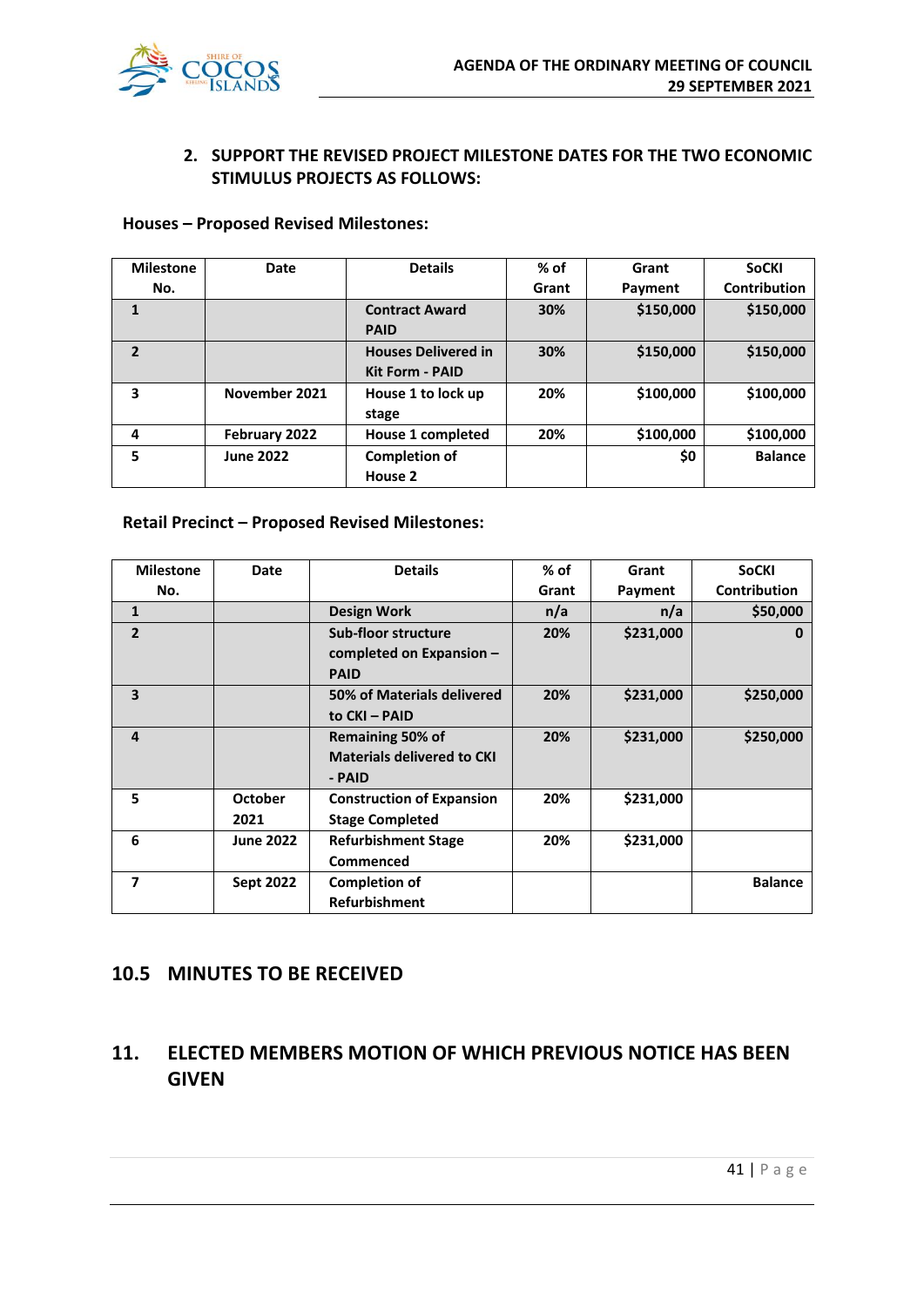2. **SUPPORT THE REVISED PROJECT MILESTONE DATES FOR THE TWO ECONOMIC STIMULUS PROJECTS AS FOLLOWS:**

**Houses – Proposed Revised Milestones:**

| Milestone No. | Date | Details | % of Grant | Grant Payment | SoCKI Contribution |
|---|---|---|---|---|---|
| **1** | | **Contract Award PAID** | **30%** | **$150,000** | **$150,000** |
| **2** | | **Houses Delivered in Kit Form - PAID** | **30%** | **$150,000** | **$150,000** |
| **3** | **November 2021** | **House 1 to lock up stage** | **20%** | **$100,000** | **$100,000** |
| **4** | **February 2022** | **House 1 completed** | **20%** | **$100,000** | **$100,000** |
| **5** | **June 2022** | **Completion of House 2** | | **$0** | **Balance** |

**Retail Precinct – Proposed Revised Milestones:**

| Milestone No. | Date | Details | % of Grant | Grant Payment | SoCKI Contribution |
|---|---|---|---|---|---|
| **1** | | **Design Work** | **n/a** | **n/a** | **$50,000** |
| **2** | | **Sub-floor structure completed on Expansion – PAID** | **20%** | **$231,000** | **0** |
| **3** | | **50% of Materials delivered to CKI – PAID** | **20%** | **$231,000** | **$250,000** |
| **4** | | **Remaining 50% of Materials delivered to CKI - PAID** | **20%** | **$231,000** | **$250,000** |
| **5** | **October 2021** | **Construction of Expansion Stage Completed** | **20%** | **$231,000** | |
| **6** | **June 2022** | **Refurbishment Stage Commenced** | **20%** | **$231,000** | |
| **7** | **Sept 2022** | **Completion of Refurbishment** | | | **Balance** |

## 10.5 MINUTES TO BE RECEIVED

## 11. ELECTED MEMBERS MOTION OF WHICH PREVIOUS NOTICE HAS BEEN GIVEN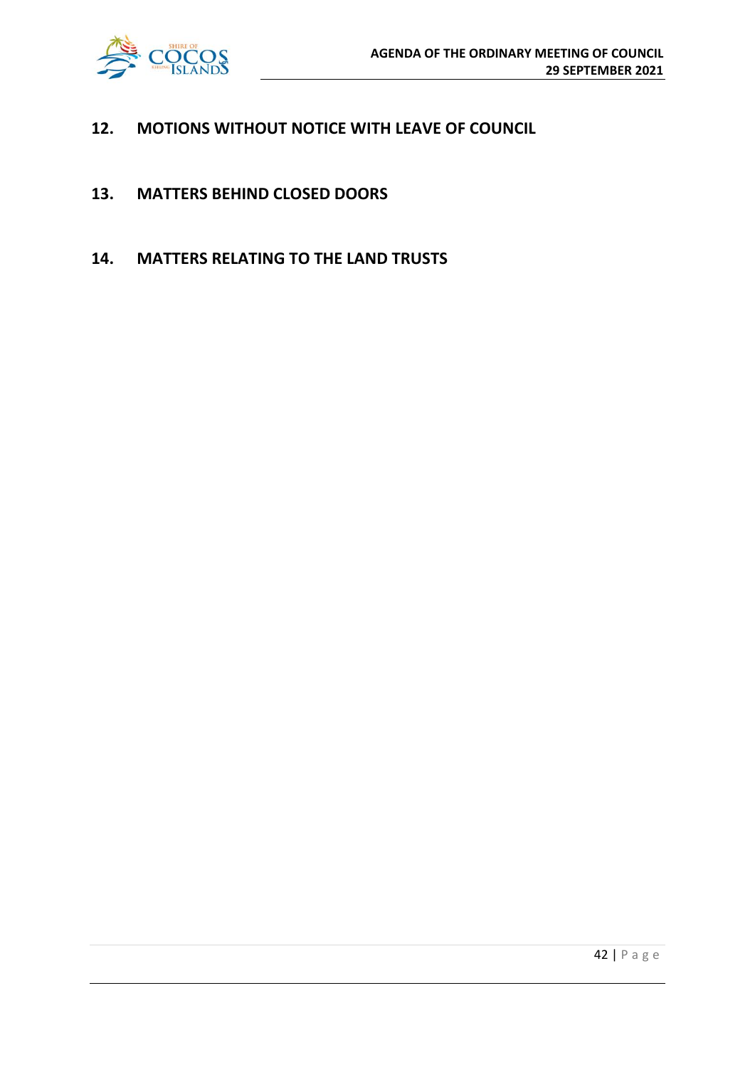## 12. MOTIONS WITHOUT NOTICE WITH LEAVE OF COUNCIL

## 13. MATTERS BEHIND CLOSED DOORS

## 14. MATTERS RELATING TO THE LAND TRUSTS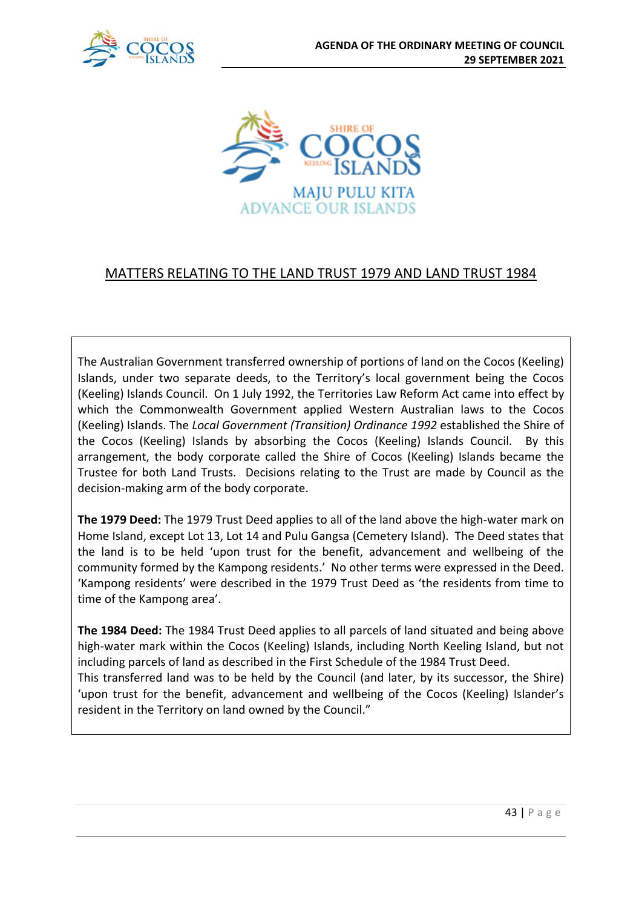MAJU PULU KITA
ADVANCE OUR ISLANDS

# MATTERS RELATING TO THE LAND TRUST 1979 AND LAND TRUST 1984

The Australian Government transferred ownership of portions of land on the Cocos (Keeling) Islands, under two separate deeds, to the Territory's local government being the Cocos (Keeling) Islands Council. On 1 July 1992, the Territories Law Reform Act came into effect by which the Commonwealth Government applied Western Australian laws to the Cocos (Keeling) Islands. The *Local Government (Transition) Ordinance 1992* established the Shire of the Cocos (Keeling) Islands by absorbing the Cocos (Keeling) Islands Council. By this arrangement, the body corporate called the Shire of Cocos (Keeling) Islands became the Trustee for both Land Trusts. Decisions relating to the Trust are made by Council as the decision-making arm of the body corporate.

**The 1979 Deed:** The 1979 Trust Deed applies to all of the land above the high-water mark on Home Island, except Lot 13, Lot 14 and Pulu Gangsa (Cemetery Island). The Deed states that the land is to be held 'upon trust for the benefit, advancement and wellbeing of the community formed by the Kampong residents.' No other terms were expressed in the Deed. 'Kampong residents' were described in the 1979 Trust Deed as 'the residents from time to time of the Kampong area'.

**The 1984 Deed:** The 1984 Trust Deed applies to all parcels of land situated and being above high-water mark within the Cocos (Keeling) Islands, including North Keeling Island, but not including parcels of land as described in the First Schedule of the 1984 Trust Deed.
This transferred land was to be held by the Council (and later, by its successor, the Shire) 'upon trust for the benefit, advancement and wellbeing of the Cocos (Keeling) Islander's resident in the Territory on land owned by the Council."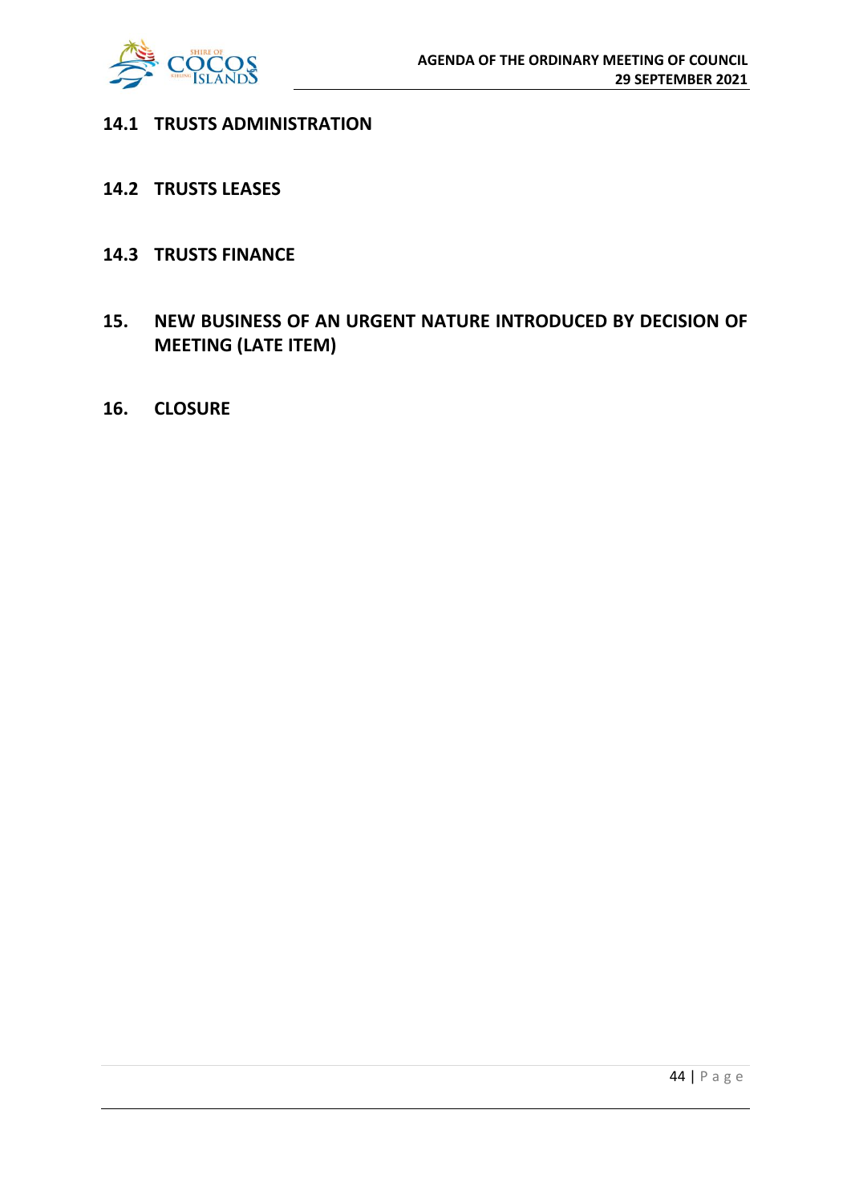## 14.1 TRUSTS ADMINISTRATION

## 14.2 TRUSTS LEASES

## 14.3 TRUSTS FINANCE

## 15. NEW BUSINESS OF AN URGENT NATURE INTRODUCED BY DECISION OF MEETING (LATE ITEM)

## 16. CLOSURE